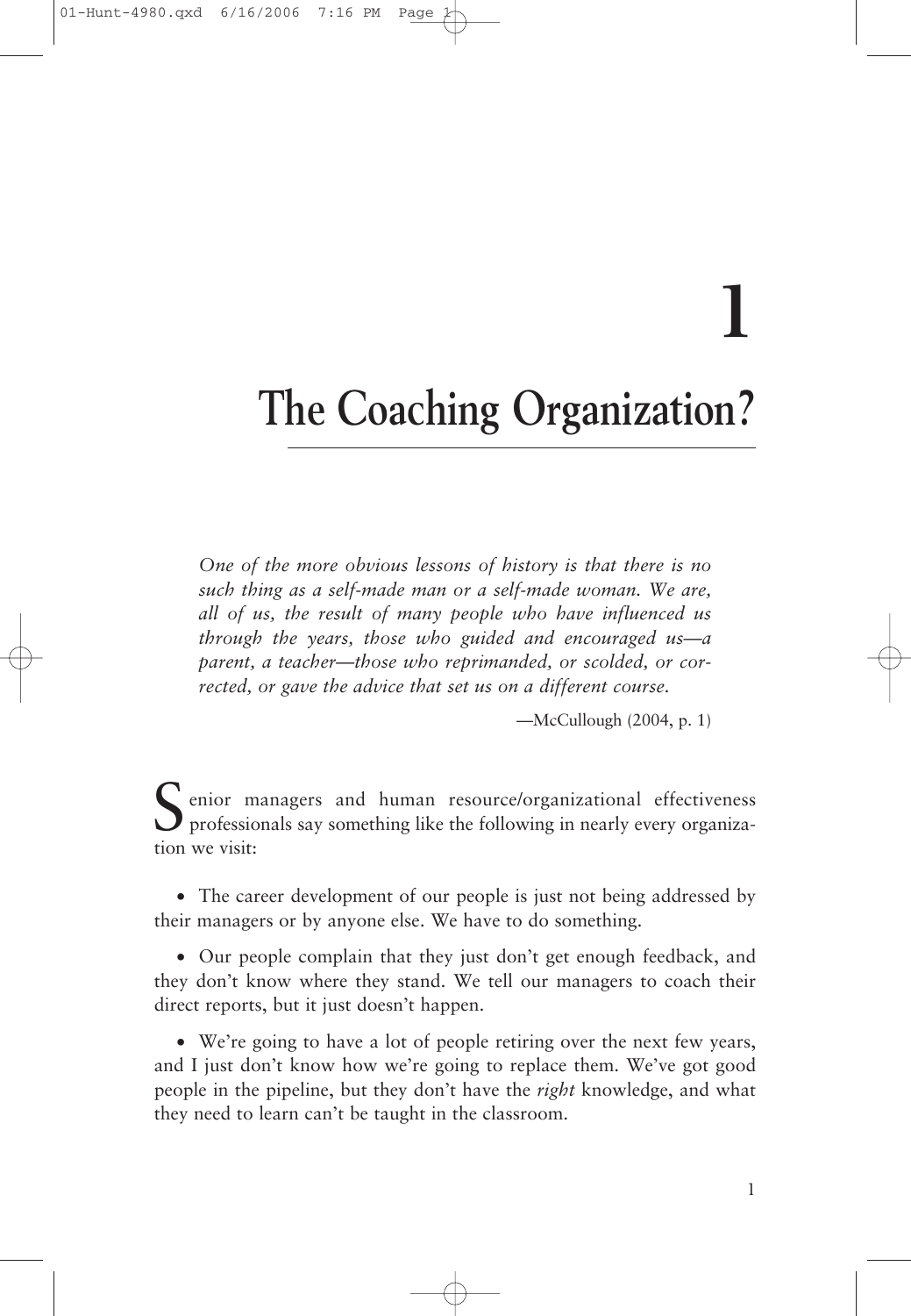# 1

# The Coaching Organization?

*One of the more obvious lessons of history is that there is no such thing as a self-made man or a self-made woman. We are, all of us, the result of many people who have influenced us through the years, those who guided and encouraged us—a parent, a teacher—those who reprimanded, or scolded, or corrected, or gave the advice that set us on a different course.*

—McCullough (2004, p. 1)

Senior managers and human resource/organizational effectiveness professionals say something like the following in nearly every organization we visit:

- The career development of our people is just not being addressed by their managers or by anyone else. We have to do something.

- Our people complain that they just don't get enough feedback, and they don't know where they stand. We tell our managers to coach their direct reports, but it just doesn't happen.

- We're going to have a lot of people retiring over the next few years, and I just don't know how we're going to replace them. We've got good people in the pipeline, but they don't have the *right* knowledge, and what they need to learn can't be taught in the classroom.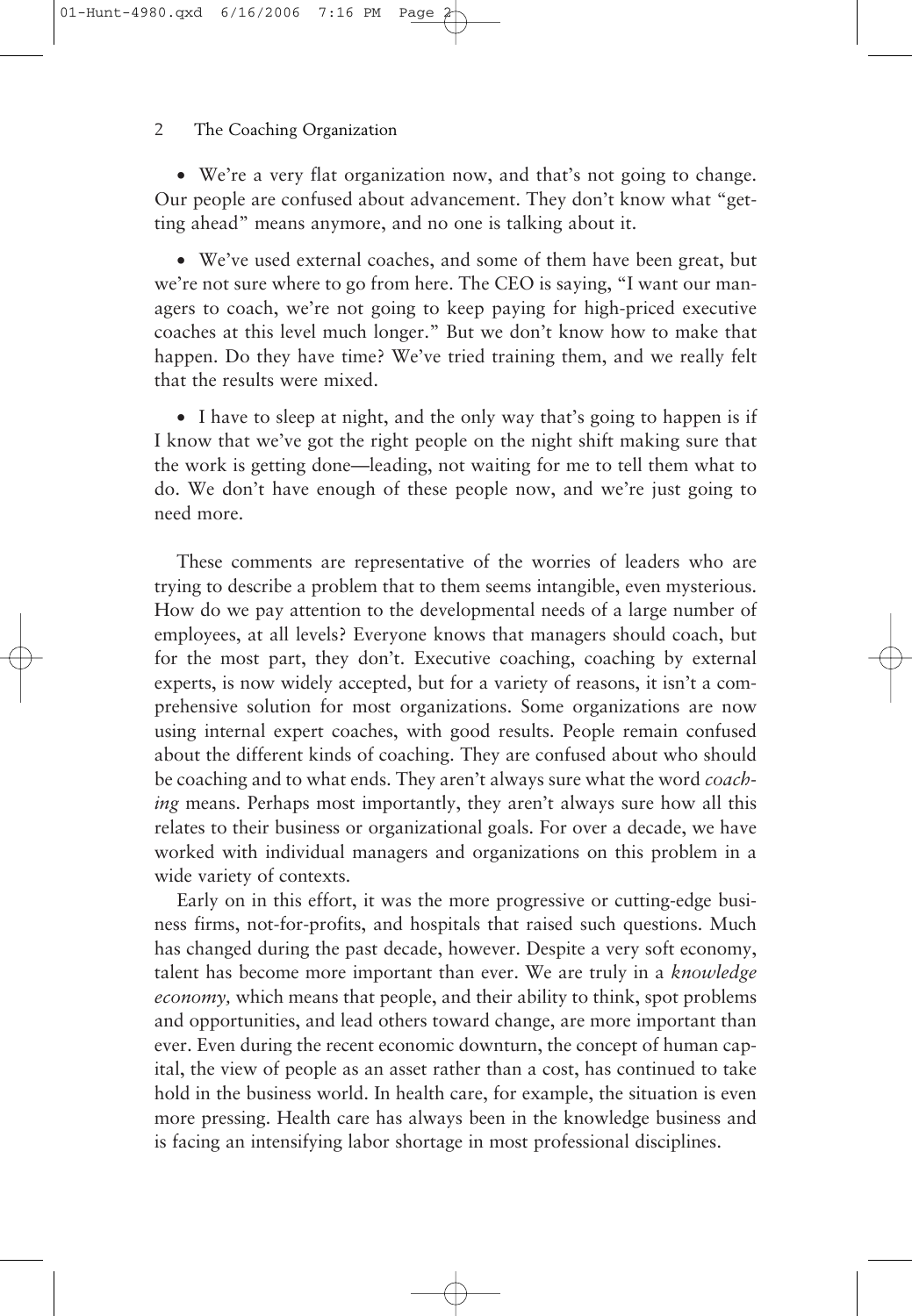- We're a very flat organization now, and that's not going to change. Our people are confused about advancement. They don't know what "getting ahead" means anymore, and no one is talking about it.

- We've used external coaches, and some of them have been great, but we're not sure where to go from here. The CEO is saying, "I want our managers to coach, we're not going to keep paying for high-priced executive coaches at this level much longer." But we don't know how to make that happen. Do they have time? We've tried training them, and we really felt that the results were mixed.

- I have to sleep at night, and the only way that's going to happen is if I know that we've got the right people on the night shift making sure that the work is getting done—leading, not waiting for me to tell them what to do. We don't have enough of these people now, and we're just going to need more.

These comments are representative of the worries of leaders who are trying to describe a problem that to them seems intangible, even mysterious. How do we pay attention to the developmental needs of a large number of employees, at all levels? Everyone knows that managers should coach, but for the most part, they don't. Executive coaching, coaching by external experts, is now widely accepted, but for a variety of reasons, it isn't a comprehensive solution for most organizations. Some organizations are now using internal expert coaches, with good results. People remain confused about the different kinds of coaching. They are confused about who should be coaching and to what ends. They aren't always sure what the word *coaching* means. Perhaps most importantly, they aren't always sure how all this relates to their business or organizational goals. For over a decade, we have worked with individual managers and organizations on this problem in a wide variety of contexts.

Early on in this effort, it was the more progressive or cutting-edge business firms, not-for-profits, and hospitals that raised such questions. Much has changed during the past decade, however. Despite a very soft economy, talent has become more important than ever. We are truly in a *knowledge economy,* which means that people, and their ability to think, spot problems and opportunities, and lead others toward change, are more important than ever. Even during the recent economic downturn, the concept of human capital, the view of people as an asset rather than a cost, has continued to take hold in the business world. In health care, for example, the situation is even more pressing. Health care has always been in the knowledge business and is facing an intensifying labor shortage in most professional disciplines.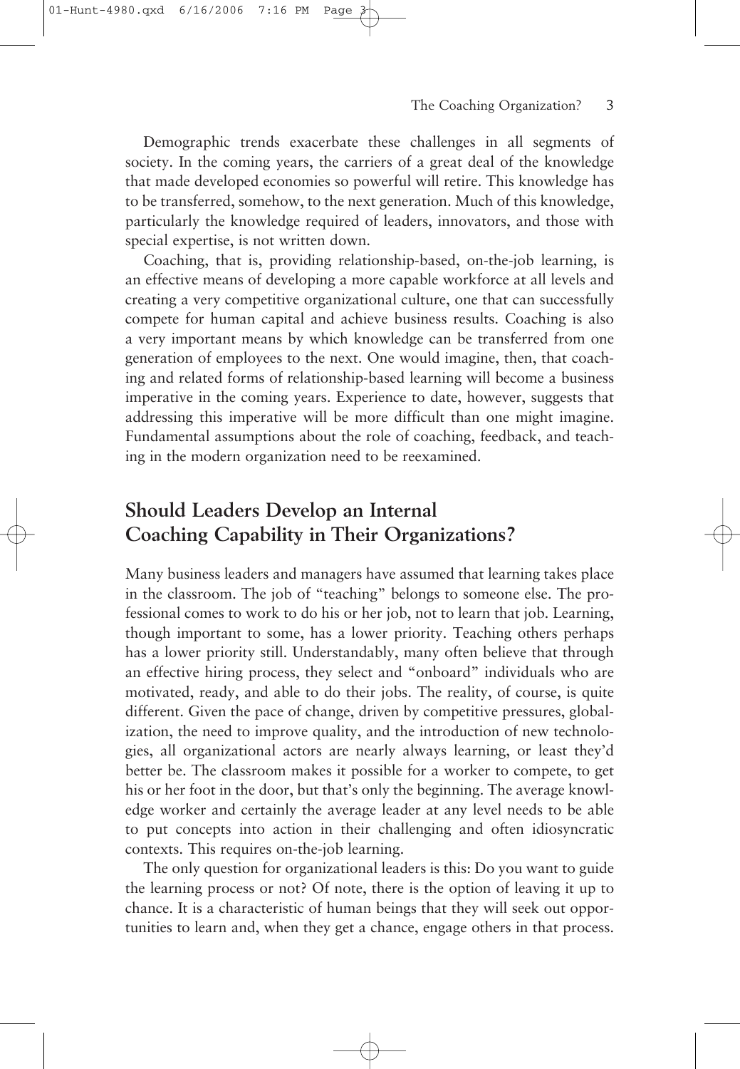Demographic trends exacerbate these challenges in all segments of society. In the coming years, the carriers of a great deal of the knowledge that made developed economies so powerful will retire. This knowledge has to be transferred, somehow, to the next generation. Much of this knowledge, particularly the knowledge required of leaders, innovators, and those with special expertise, is not written down.

Coaching, that is, providing relationship-based, on-the-job learning, is an effective means of developing a more capable workforce at all levels and creating a very competitive organizational culture, one that can successfully compete for human capital and achieve business results. Coaching is also a very important means by which knowledge can be transferred from one generation of employees to the next. One would imagine, then, that coaching and related forms of relationship-based learning will become a business imperative in the coming years. Experience to date, however, suggests that addressing this imperative will be more difficult than one might imagine. Fundamental assumptions about the role of coaching, feedback, and teaching in the modern organization need to be reexamined.

## Should Leaders Develop an Internal Coaching Capability in Their Organizations?

Many business leaders and managers have assumed that learning takes place in the classroom. The job of "teaching" belongs to someone else. The professional comes to work to do his or her job, not to learn that job. Learning, though important to some, has a lower priority. Teaching others perhaps has a lower priority still. Understandably, many often believe that through an effective hiring process, they select and "onboard" individuals who are motivated, ready, and able to do their jobs. The reality, of course, is quite different. Given the pace of change, driven by competitive pressures, globalization, the need to improve quality, and the introduction of new technologies, all organizational actors are nearly always learning, or least they'd better be. The classroom makes it possible for a worker to compete, to get his or her foot in the door, but that's only the beginning. The average knowledge worker and certainly the average leader at any level needs to be able to put concepts into action in their challenging and often idiosyncratic contexts. This requires on-the-job learning.

The only question for organizational leaders is this: Do you want to guide the learning process or not? Of note, there is the option of leaving it up to chance. It is a characteristic of human beings that they will seek out opportunities to learn and, when they get a chance, engage others in that process.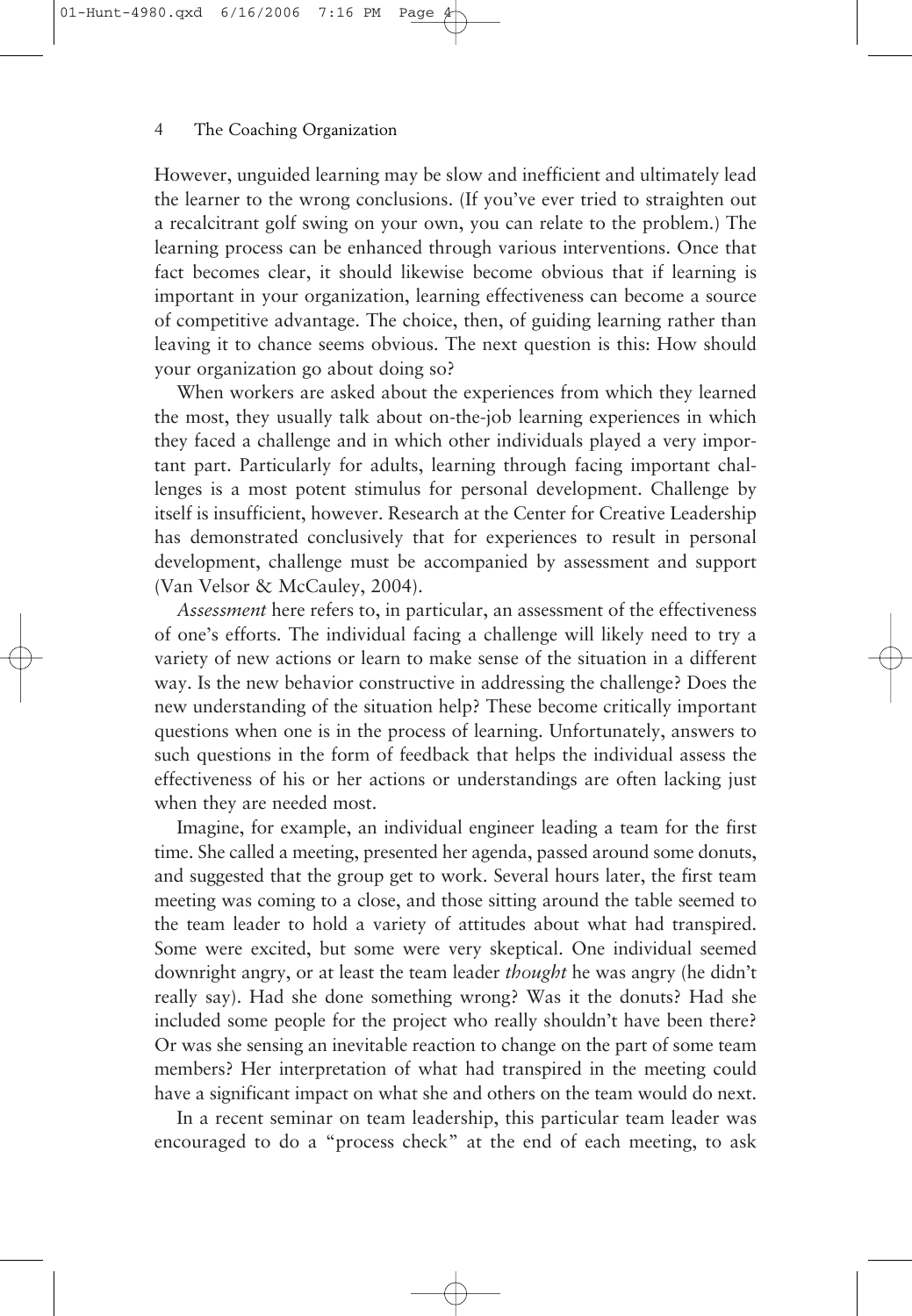However, unguided learning may be slow and inefficient and ultimately lead the learner to the wrong conclusions. (If you've ever tried to straighten out a recalcitrant golf swing on your own, you can relate to the problem.) The learning process can be enhanced through various interventions. Once that fact becomes clear, it should likewise become obvious that if learning is important in your organization, learning effectiveness can become a source of competitive advantage. The choice, then, of guiding learning rather than leaving it to chance seems obvious. The next question is this: How should your organization go about doing so?

When workers are asked about the experiences from which they learned the most, they usually talk about on-the-job learning experiences in which they faced a challenge and in which other individuals played a very important part. Particularly for adults, learning through facing important challenges is a most potent stimulus for personal development. Challenge by itself is insufficient, however. Research at the Center for Creative Leadership has demonstrated conclusively that for experiences to result in personal development, challenge must be accompanied by assessment and support (Van Velsor & McCauley, 2004).

*Assessment* here refers to, in particular, an assessment of the effectiveness of one's efforts. The individual facing a challenge will likely need to try a variety of new actions or learn to make sense of the situation in a different way. Is the new behavior constructive in addressing the challenge? Does the new understanding of the situation help? These become critically important questions when one is in the process of learning. Unfortunately, answers to such questions in the form of feedback that helps the individual assess the effectiveness of his or her actions or understandings are often lacking just when they are needed most.

Imagine, for example, an individual engineer leading a team for the first time. She called a meeting, presented her agenda, passed around some donuts, and suggested that the group get to work. Several hours later, the first team meeting was coming to a close, and those sitting around the table seemed to the team leader to hold a variety of attitudes about what had transpired. Some were excited, but some were very skeptical. One individual seemed downright angry, or at least the team leader *thought* he was angry (he didn't really say). Had she done something wrong? Was it the donuts? Had she included some people for the project who really shouldn't have been there? Or was she sensing an inevitable reaction to change on the part of some team members? Her interpretation of what had transpired in the meeting could have a significant impact on what she and others on the team would do next.

In a recent seminar on team leadership, this particular team leader was encouraged to do a "process check" at the end of each meeting, to ask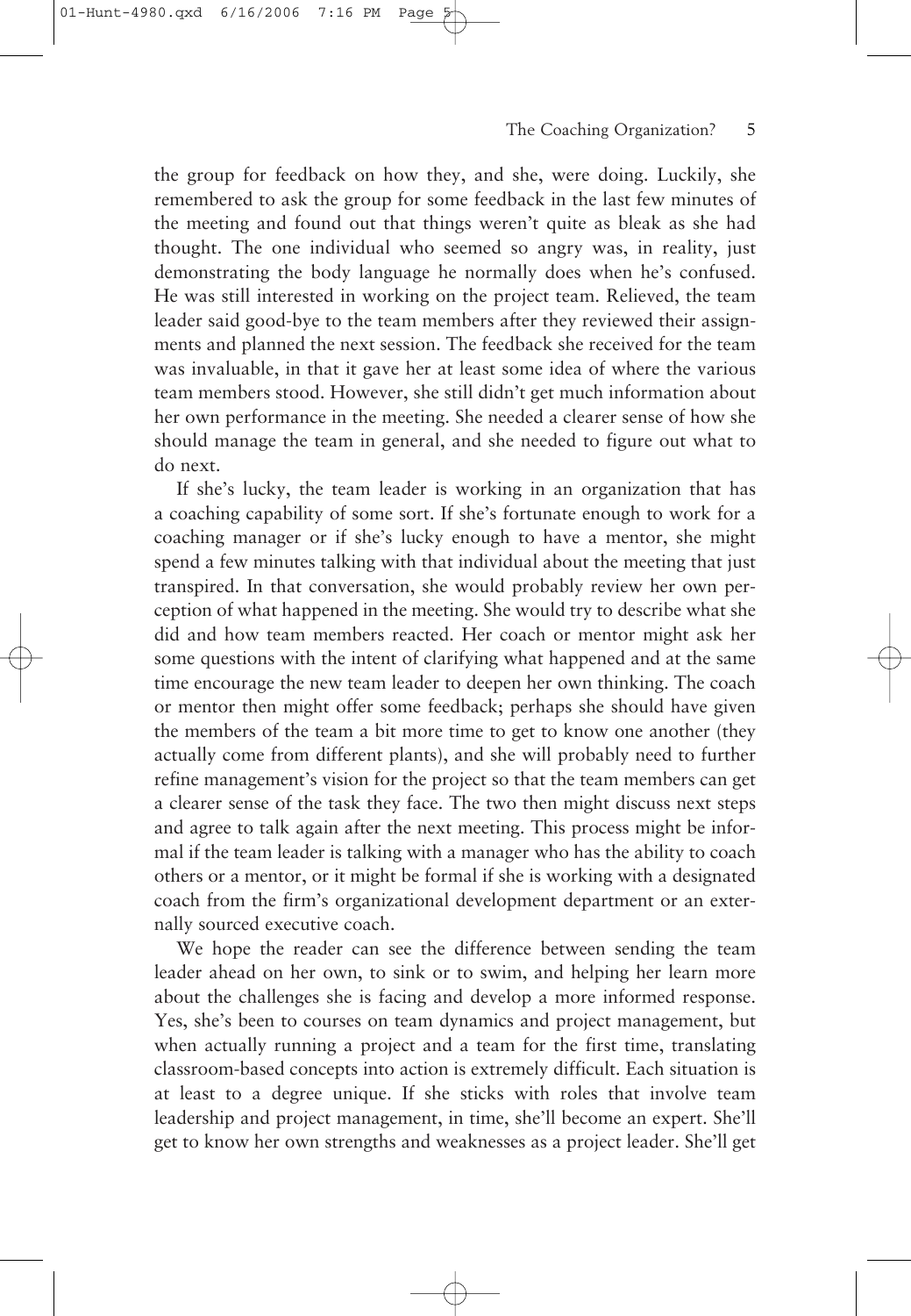the group for feedback on how they, and she, were doing. Luckily, she remembered to ask the group for some feedback in the last few minutes of the meeting and found out that things weren't quite as bleak as she had thought. The one individual who seemed so angry was, in reality, just demonstrating the body language he normally does when he's confused. He was still interested in working on the project team. Relieved, the team leader said good-bye to the team members after they reviewed their assignments and planned the next session. The feedback she received for the team was invaluable, in that it gave her at least some idea of where the various team members stood. However, she still didn't get much information about her own performance in the meeting. She needed a clearer sense of how she should manage the team in general, and she needed to figure out what to do next.

If she's lucky, the team leader is working in an organization that has a coaching capability of some sort. If she's fortunate enough to work for a coaching manager or if she's lucky enough to have a mentor, she might spend a few minutes talking with that individual about the meeting that just transpired. In that conversation, she would probably review her own perception of what happened in the meeting. She would try to describe what she did and how team members reacted. Her coach or mentor might ask her some questions with the intent of clarifying what happened and at the same time encourage the new team leader to deepen her own thinking. The coach or mentor then might offer some feedback; perhaps she should have given the members of the team a bit more time to get to know one another (they actually come from different plants), and she will probably need to further refine management's vision for the project so that the team members can get a clearer sense of the task they face. The two then might discuss next steps and agree to talk again after the next meeting. This process might be informal if the team leader is talking with a manager who has the ability to coach others or a mentor, or it might be formal if she is working with a designated coach from the firm's organizational development department or an externally sourced executive coach.

We hope the reader can see the difference between sending the team leader ahead on her own, to sink or to swim, and helping her learn more about the challenges she is facing and develop a more informed response. Yes, she's been to courses on team dynamics and project management, but when actually running a project and a team for the first time, translating classroom-based concepts into action is extremely difficult. Each situation is at least to a degree unique. If she sticks with roles that involve team leadership and project management, in time, she'll become an expert. She'll get to know her own strengths and weaknesses as a project leader. She'll get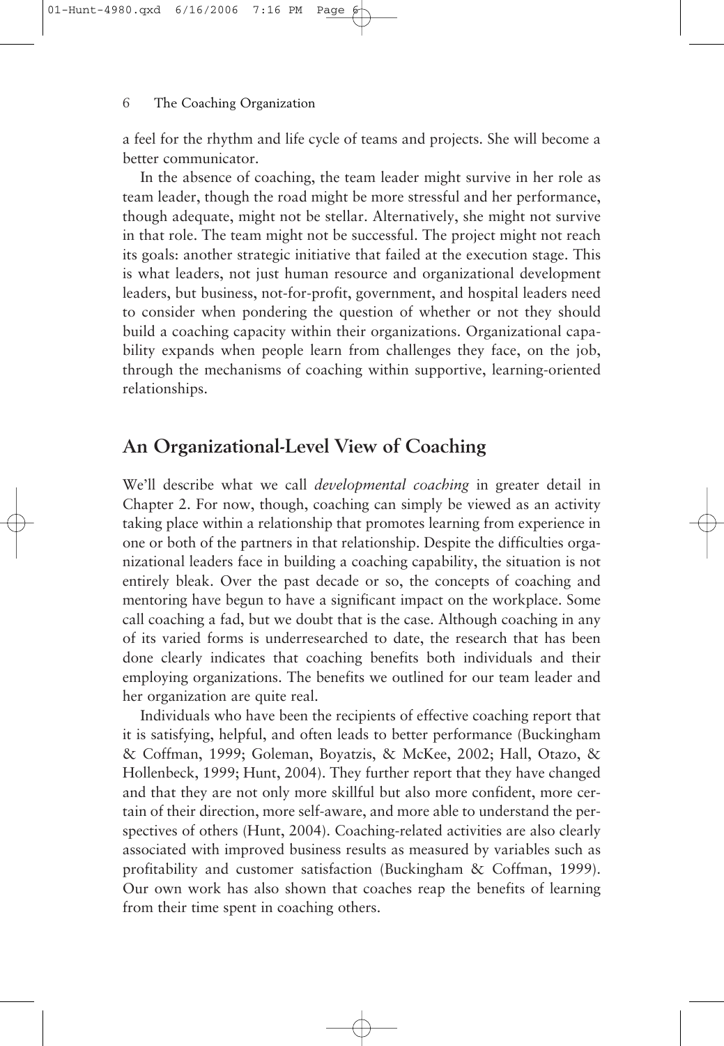a feel for the rhythm and life cycle of teams and projects. She will become a better communicator.

In the absence of coaching, the team leader might survive in her role as team leader, though the road might be more stressful and her performance, though adequate, might not be stellar. Alternatively, she might not survive in that role. The team might not be successful. The project might not reach its goals: another strategic initiative that failed at the execution stage. This is what leaders, not just human resource and organizational development leaders, but business, not-for-profit, government, and hospital leaders need to consider when pondering the question of whether or not they should build a coaching capacity within their organizations. Organizational capability expands when people learn from challenges they face, on the job, through the mechanisms of coaching within supportive, learning-oriented relationships.

## An Organizational-Level View of Coaching

We'll describe what we call *developmental coaching* in greater detail in Chapter 2. For now, though, coaching can simply be viewed as an activity taking place within a relationship that promotes learning from experience in one or both of the partners in that relationship. Despite the difficulties organizational leaders face in building a coaching capability, the situation is not entirely bleak. Over the past decade or so, the concepts of coaching and mentoring have begun to have a significant impact on the workplace. Some call coaching a fad, but we doubt that is the case. Although coaching in any of its varied forms is underresearched to date, the research that has been done clearly indicates that coaching benefits both individuals and their employing organizations. The benefits we outlined for our team leader and her organization are quite real.

Individuals who have been the recipients of effective coaching report that it is satisfying, helpful, and often leads to better performance (Buckingham & Coffman, 1999; Goleman, Boyatzis, & McKee, 2002; Hall, Otazo, & Hollenbeck, 1999; Hunt, 2004). They further report that they have changed and that they are not only more skillful but also more confident, more certain of their direction, more self-aware, and more able to understand the perspectives of others (Hunt, 2004). Coaching-related activities are also clearly associated with improved business results as measured by variables such as profitability and customer satisfaction (Buckingham & Coffman, 1999). Our own work has also shown that coaches reap the benefits of learning from their time spent in coaching others.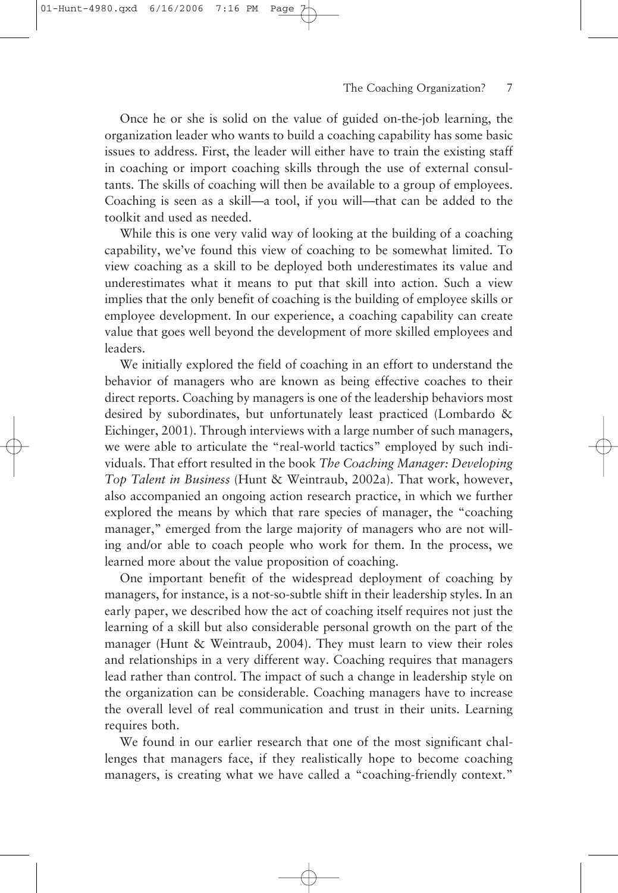Once he or she is solid on the value of guided on-the-job learning, the organization leader who wants to build a coaching capability has some basic issues to address. First, the leader will either have to train the existing staff in coaching or import coaching skills through the use of external consultants. The skills of coaching will then be available to a group of employees. Coaching is seen as a skill—a tool, if you will—that can be added to the toolkit and used as needed.

While this is one very valid way of looking at the building of a coaching capability, we've found this view of coaching to be somewhat limited. To view coaching as a skill to be deployed both underestimates its value and underestimates what it means to put that skill into action. Such a view implies that the only benefit of coaching is the building of employee skills or employee development. In our experience, a coaching capability can create value that goes well beyond the development of more skilled employees and leaders.

We initially explored the field of coaching in an effort to understand the behavior of managers who are known as being effective coaches to their direct reports. Coaching by managers is one of the leadership behaviors most desired by subordinates, but unfortunately least practiced (Lombardo & Eichinger, 2001). Through interviews with a large number of such managers, we were able to articulate the "real-world tactics" employed by such individuals. That effort resulted in the book *The Coaching Manager: Developing Top Talent in Business* (Hunt & Weintraub, 2002a). That work, however, also accompanied an ongoing action research practice, in which we further explored the means by which that rare species of manager, the "coaching manager," emerged from the large majority of managers who are not willing and/or able to coach people who work for them. In the process, we learned more about the value proposition of coaching.

One important benefit of the widespread deployment of coaching by managers, for instance, is a not-so-subtle shift in their leadership styles. In an early paper, we described how the act of coaching itself requires not just the learning of a skill but also considerable personal growth on the part of the manager (Hunt & Weintraub, 2004). They must learn to view their roles and relationships in a very different way. Coaching requires that managers lead rather than control. The impact of such a change in leadership style on the organization can be considerable. Coaching managers have to increase the overall level of real communication and trust in their units. Learning requires both.

We found in our earlier research that one of the most significant challenges that managers face, if they realistically hope to become coaching managers, is creating what we have called a "coaching-friendly context."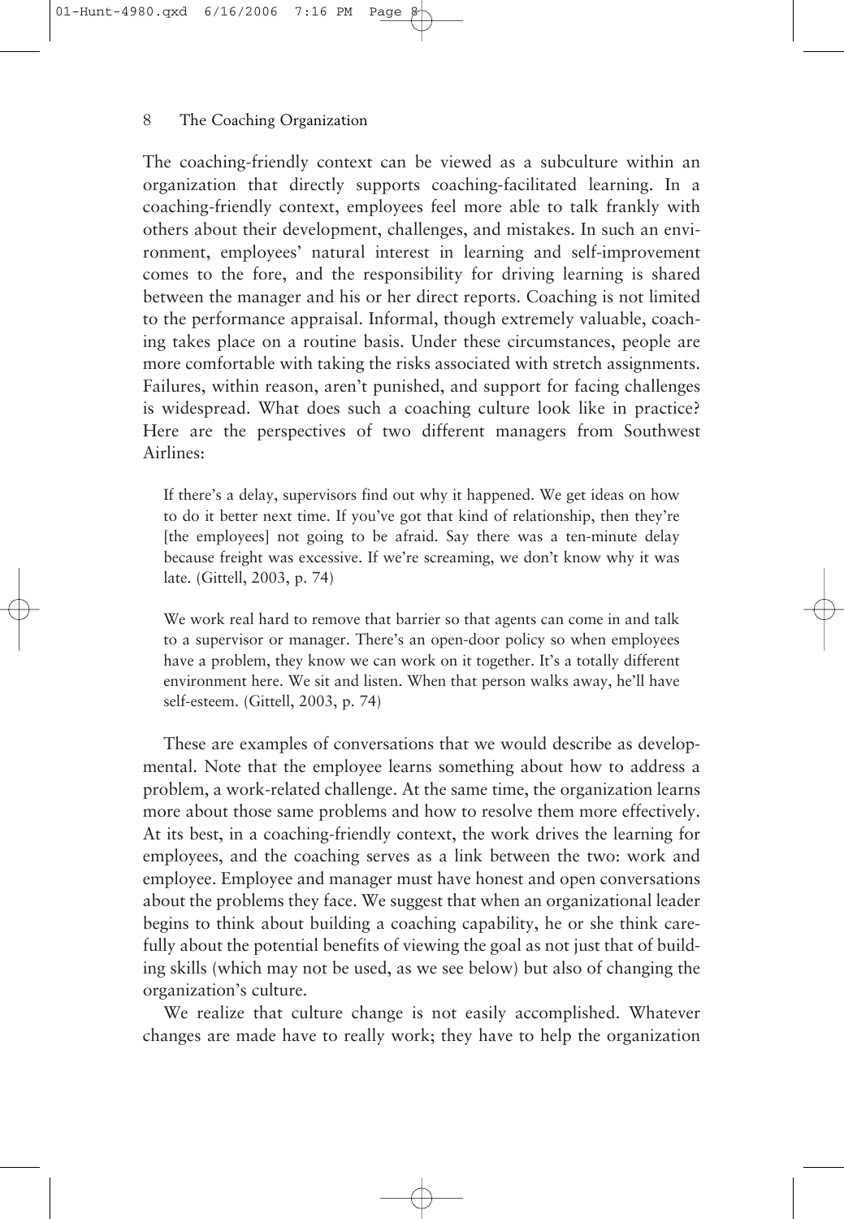The coaching-friendly context can be viewed as a subculture within an organization that directly supports coaching-facilitated learning. In a coaching-friendly context, employees feel more able to talk frankly with others about their development, challenges, and mistakes. In such an environment, employees' natural interest in learning and self-improvement comes to the fore, and the responsibility for driving learning is shared between the manager and his or her direct reports. Coaching is not limited to the performance appraisal. Informal, though extremely valuable, coaching takes place on a routine basis. Under these circumstances, people are more comfortable with taking the risks associated with stretch assignments. Failures, within reason, aren't punished, and support for facing challenges is widespread. What does such a coaching culture look like in practice? Here are the perspectives of two different managers from Southwest Airlines:

> If there's a delay, supervisors find out why it happened. We get ideas on how to do it better next time. If you've got that kind of relationship, then they're [the employees] not going to be afraid. Say there was a ten-minute delay because freight was excessive. If we're screaming, we don't know why it was late. (Gittell, 2003, p. 74)

> We work real hard to remove that barrier so that agents can come in and talk to a supervisor or manager. There's an open-door policy so when employees have a problem, they know we can work on it together. It's a totally different environment here. We sit and listen. When that person walks away, he'll have self-esteem. (Gittell, 2003, p. 74)

These are examples of conversations that we would describe as developmental. Note that the employee learns something about how to address a problem, a work-related challenge. At the same time, the organization learns more about those same problems and how to resolve them more effectively. At its best, in a coaching-friendly context, the work drives the learning for employees, and the coaching serves as a link between the two: work and employee. Employee and manager must have honest and open conversations about the problems they face. We suggest that when an organizational leader begins to think about building a coaching capability, he or she think carefully about the potential benefits of viewing the goal as not just that of building skills (which may not be used, as we see below) but also of changing the organization's culture.

We realize that culture change is not easily accomplished. Whatever changes are made have to really work; they have to help the organization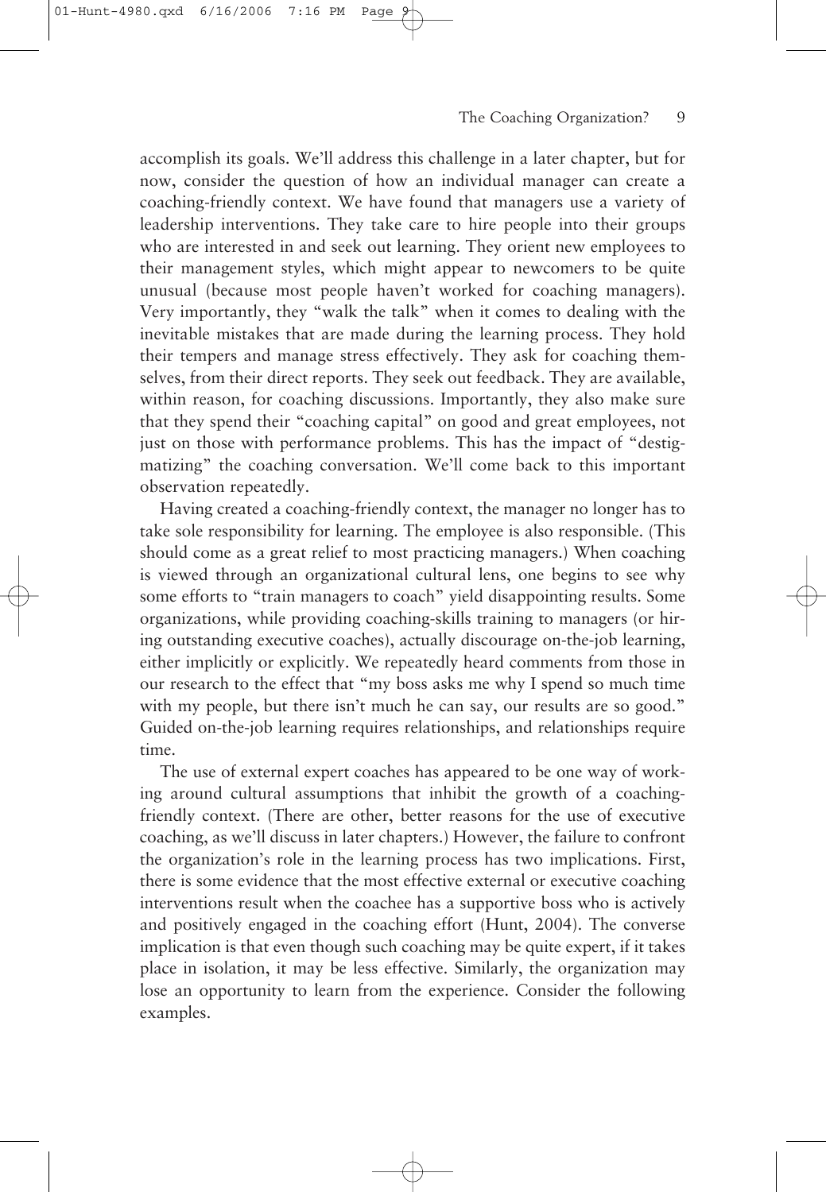accomplish its goals. We'll address this challenge in a later chapter, but for now, consider the question of how an individual manager can create a coaching-friendly context. We have found that managers use a variety of leadership interventions. They take care to hire people into their groups who are interested in and seek out learning. They orient new employees to their management styles, which might appear to newcomers to be quite unusual (because most people haven't worked for coaching managers). Very importantly, they "walk the talk" when it comes to dealing with the inevitable mistakes that are made during the learning process. They hold their tempers and manage stress effectively. They ask for coaching themselves, from their direct reports. They seek out feedback. They are available, within reason, for coaching discussions. Importantly, they also make sure that they spend their "coaching capital" on good and great employees, not just on those with performance problems. This has the impact of "destigmatizing" the coaching conversation. We'll come back to this important observation repeatedly.

Having created a coaching-friendly context, the manager no longer has to take sole responsibility for learning. The employee is also responsible. (This should come as a great relief to most practicing managers.) When coaching is viewed through an organizational cultural lens, one begins to see why some efforts to "train managers to coach" yield disappointing results. Some organizations, while providing coaching-skills training to managers (or hiring outstanding executive coaches), actually discourage on-the-job learning, either implicitly or explicitly. We repeatedly heard comments from those in our research to the effect that "my boss asks me why I spend so much time with my people, but there isn't much he can say, our results are so good." Guided on-the-job learning requires relationships, and relationships require time.

The use of external expert coaches has appeared to be one way of working around cultural assumptions that inhibit the growth of a coaching-friendly context. (There are other, better reasons for the use of executive coaching, as we'll discuss in later chapters.) However, the failure to confront the organization's role in the learning process has two implications. First, there is some evidence that the most effective external or executive coaching interventions result when the coachee has a supportive boss who is actively and positively engaged in the coaching effort (Hunt, 2004). The converse implication is that even though such coaching may be quite expert, if it takes place in isolation, it may be less effective. Similarly, the organization may lose an opportunity to learn from the experience. Consider the following examples.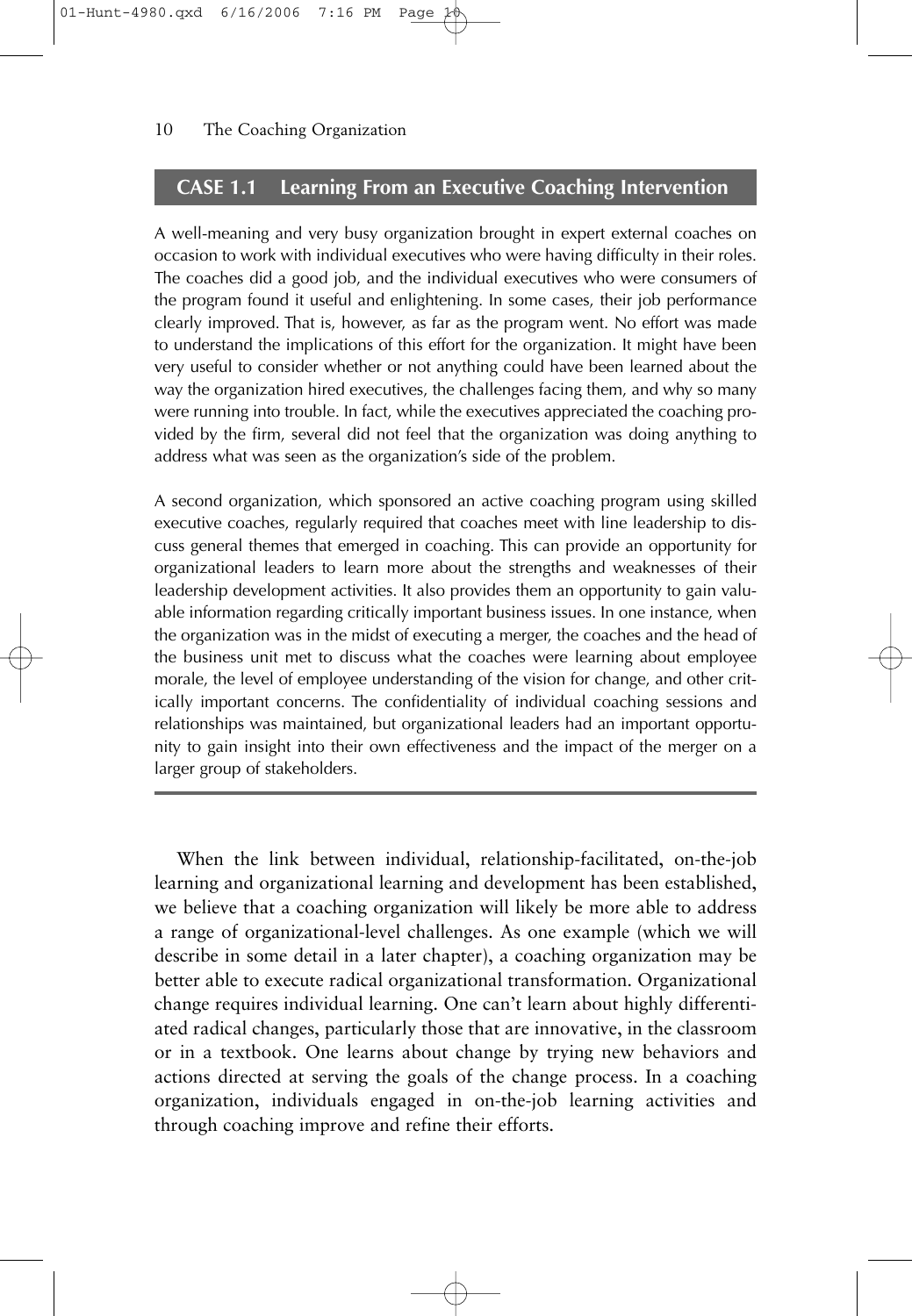### CASE 1.1 Learning From an Executive Coaching Intervention

A well-meaning and very busy organization brought in expert external coaches on occasion to work with individual executives who were having difficulty in their roles. The coaches did a good job, and the individual executives who were consumers of the program found it useful and enlightening. In some cases, their job performance clearly improved. That is, however, as far as the program went. No effort was made to understand the implications of this effort for the organization. It might have been very useful to consider whether or not anything could have been learned about the way the organization hired executives, the challenges facing them, and why so many were running into trouble. In fact, while the executives appreciated the coaching provided by the firm, several did not feel that the organization was doing anything to address what was seen as the organization's side of the problem.

A second organization, which sponsored an active coaching program using skilled executive coaches, regularly required that coaches meet with line leadership to discuss general themes that emerged in coaching. This can provide an opportunity for organizational leaders to learn more about the strengths and weaknesses of their leadership development activities. It also provides them an opportunity to gain valuable information regarding critically important business issues. In one instance, when the organization was in the midst of executing a merger, the coaches and the head of the business unit met to discuss what the coaches were learning about employee morale, the level of employee understanding of the vision for change, and other critically important concerns. The confidentiality of individual coaching sessions and relationships was maintained, but organizational leaders had an important opportunity to gain insight into their own effectiveness and the impact of the merger on a larger group of stakeholders.

---

When the link between individual, relationship-facilitated, on-the-job learning and organizational learning and development has been established, we believe that a coaching organization will likely be more able to address a range of organizational-level challenges. As one example (which we will describe in some detail in a later chapter), a coaching organization may be better able to execute radical organizational transformation. Organizational change requires individual learning. One can't learn about highly differentiated radical changes, particularly those that are innovative, in the classroom or in a textbook. One learns about change by trying new behaviors and actions directed at serving the goals of the change process. In a coaching organization, individuals engaged in on-the-job learning activities and through coaching improve and refine their efforts.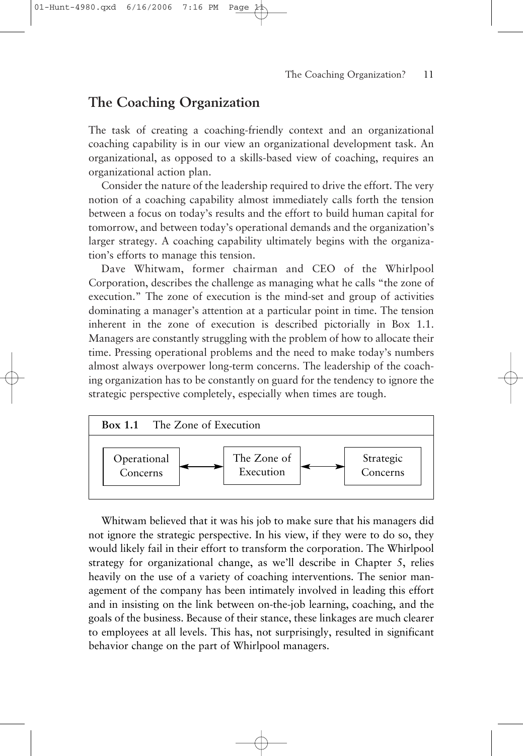## The Coaching Organization

The task of creating a coaching-friendly context and an organizational coaching capability is in our view an organizational development task. An organizational, as opposed to a skills-based view of coaching, requires an organizational action plan.

Consider the nature of the leadership required to drive the effort. The very notion of a coaching capability almost immediately calls forth the tension between a focus on today's results and the effort to build human capital for tomorrow, and between today's operational demands and the organization's larger strategy. A coaching capability ultimately begins with the organization's efforts to manage this tension.

Dave Whitwam, former chairman and CEO of the Whirlpool Corporation, describes the challenge as managing what he calls "the zone of execution." The zone of execution is the mind-set and group of activities dominating a manager's attention at a particular point in time. The tension inherent in the zone of execution is described pictorially in Box 1.1. Managers are constantly struggling with the problem of how to allocate their time. Pressing operational problems and the need to make today's numbers almost always overpower long-term concerns. The leadership of the coaching organization has to be constantly on guard for the tendency to ignore the strategic perspective completely, especially when times are tough.

**Box 1.1** The Zone of Execution

Operational Concerns ⟷ The Zone of Execution ⟷ Strategic Concerns

Whitwam believed that it was his job to make sure that his managers did not ignore the strategic perspective. In his view, if they were to do so, they would likely fail in their effort to transform the corporation. The Whirlpool strategy for organizational change, as we'll describe in Chapter 5, relies heavily on the use of a variety of coaching interventions. The senior management of the company has been intimately involved in leading this effort and in insisting on the link between on-the-job learning, coaching, and the goals of the business. Because of their stance, these linkages are much clearer to employees at all levels. This has, not surprisingly, resulted in significant behavior change on the part of Whirlpool managers.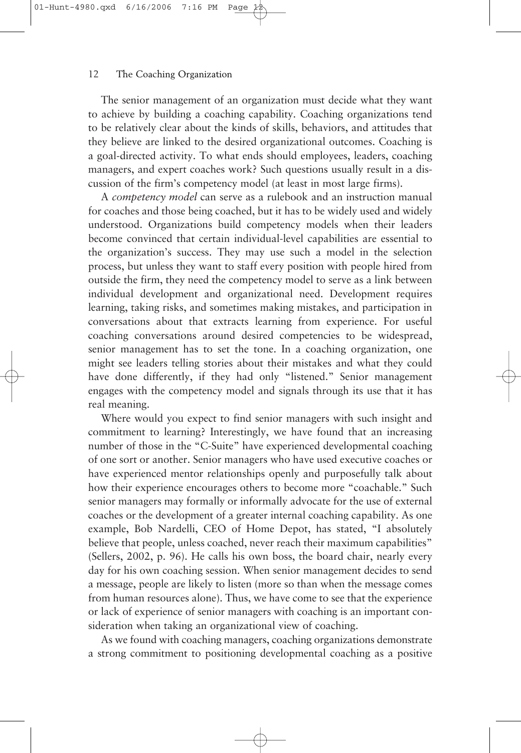The senior management of an organization must decide what they want to achieve by building a coaching capability. Coaching organizations tend to be relatively clear about the kinds of skills, behaviors, and attitudes that they believe are linked to the desired organizational outcomes. Coaching is a goal-directed activity. To what ends should employees, leaders, coaching managers, and expert coaches work? Such questions usually result in a discussion of the firm's competency model (at least in most large firms).

A *competency model* can serve as a rulebook and an instruction manual for coaches and those being coached, but it has to be widely used and widely understood. Organizations build competency models when their leaders become convinced that certain individual-level capabilities are essential to the organization's success. They may use such a model in the selection process, but unless they want to staff every position with people hired from outside the firm, they need the competency model to serve as a link between individual development and organizational need. Development requires learning, taking risks, and sometimes making mistakes, and participation in conversations about that extracts learning from experience. For useful coaching conversations around desired competencies to be widespread, senior management has to set the tone. In a coaching organization, one might see leaders telling stories about their mistakes and what they could have done differently, if they had only "listened." Senior management engages with the competency model and signals through its use that it has real meaning.

Where would you expect to find senior managers with such insight and commitment to learning? Interestingly, we have found that an increasing number of those in the "C-Suite" have experienced developmental coaching of one sort or another. Senior managers who have used executive coaches or have experienced mentor relationships openly and purposefully talk about how their experience encourages others to become more "coachable." Such senior managers may formally or informally advocate for the use of external coaches or the development of a greater internal coaching capability. As one example, Bob Nardelli, CEO of Home Depot, has stated, "I absolutely believe that people, unless coached, never reach their maximum capabilities" (Sellers, 2002, p. 96). He calls his own boss, the board chair, nearly every day for his own coaching session. When senior management decides to send a message, people are likely to listen (more so than when the message comes from human resources alone). Thus, we have come to see that the experience or lack of experience of senior managers with coaching is an important consideration when taking an organizational view of coaching.

As we found with coaching managers, coaching organizations demonstrate a strong commitment to positioning developmental coaching as a positive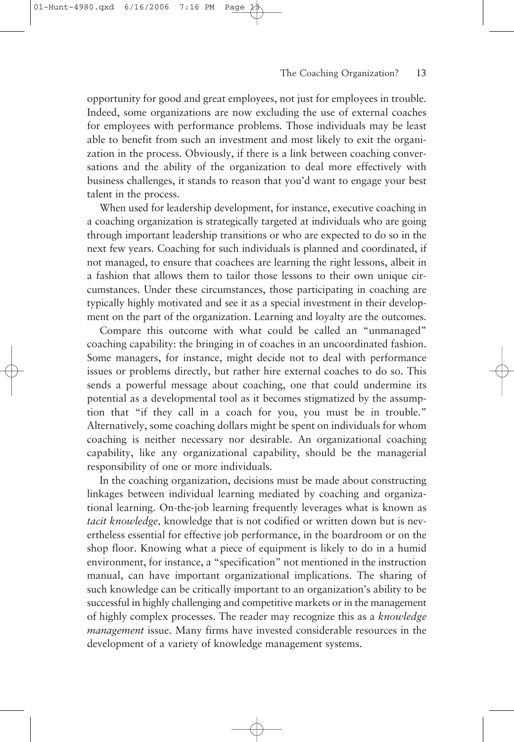opportunity for good and great employees, not just for employees in trouble. Indeed, some organizations are now excluding the use of external coaches for employees with performance problems. Those individuals may be least able to benefit from such an investment and most likely to exit the organization in the process. Obviously, if there is a link between coaching conversations and the ability of the organization to deal more effectively with business challenges, it stands to reason that you'd want to engage your best talent in the process.

When used for leadership development, for instance, executive coaching in a coaching organization is strategically targeted at individuals who are going through important leadership transitions or who are expected to do so in the next few years. Coaching for such individuals is planned and coordinated, if not managed, to ensure that coachees are learning the right lessons, albeit in a fashion that allows them to tailor those lessons to their own unique circumstances. Under these circumstances, those participating in coaching are typically highly motivated and see it as a special investment in their development on the part of the organization. Learning and loyalty are the outcomes.

Compare this outcome with what could be called an "unmanaged" coaching capability: the bringing in of coaches in an uncoordinated fashion. Some managers, for instance, might decide not to deal with performance issues or problems directly, but rather hire external coaches to do so. This sends a powerful message about coaching, one that could undermine its potential as a developmental tool as it becomes stigmatized by the assumption that "if they call in a coach for you, you must be in trouble." Alternatively, some coaching dollars might be spent on individuals for whom coaching is neither necessary nor desirable. An organizational coaching capability, like any organizational capability, should be the managerial responsibility of one or more individuals.

In the coaching organization, decisions must be made about constructing linkages between individual learning mediated by coaching and organizational learning. On-the-job learning frequently leverages what is known as *tacit knowledge,* knowledge that is not codified or written down but is nevertheless essential for effective job performance, in the boardroom or on the shop floor. Knowing what a piece of equipment is likely to do in a humid environment, for instance, a "specification" not mentioned in the instruction manual, can have important organizational implications. The sharing of such knowledge can be critically important to an organization's ability to be successful in highly challenging and competitive markets or in the management of highly complex processes. The reader may recognize this as a *knowledge management* issue. Many firms have invested considerable resources in the development of a variety of knowledge management systems.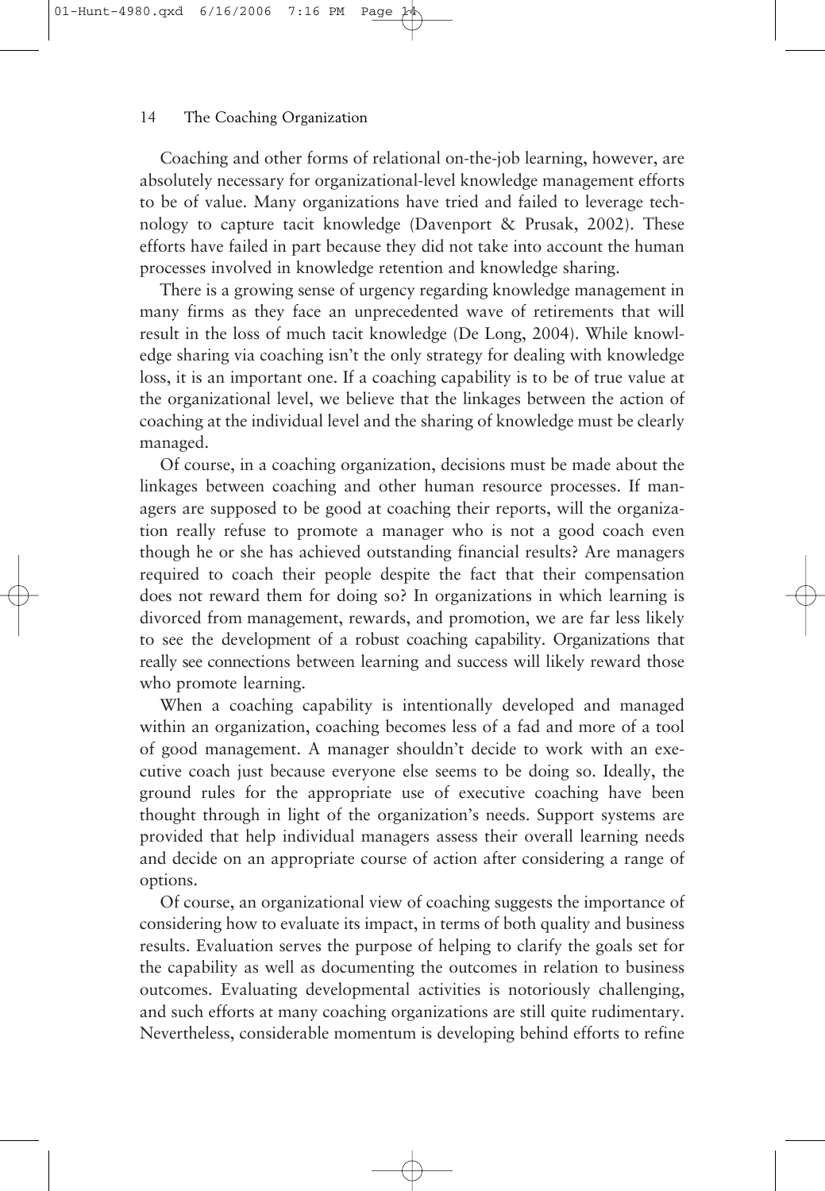Coaching and other forms of relational on-the-job learning, however, are absolutely necessary for organizational-level knowledge management efforts to be of value. Many organizations have tried and failed to leverage technology to capture tacit knowledge (Davenport & Prusak, 2002). These efforts have failed in part because they did not take into account the human processes involved in knowledge retention and knowledge sharing.

There is a growing sense of urgency regarding knowledge management in many firms as they face an unprecedented wave of retirements that will result in the loss of much tacit knowledge (De Long, 2004). While knowledge sharing via coaching isn't the only strategy for dealing with knowledge loss, it is an important one. If a coaching capability is to be of true value at the organizational level, we believe that the linkages between the action of coaching at the individual level and the sharing of knowledge must be clearly managed.

Of course, in a coaching organization, decisions must be made about the linkages between coaching and other human resource processes. If managers are supposed to be good at coaching their reports, will the organization really refuse to promote a manager who is not a good coach even though he or she has achieved outstanding financial results? Are managers required to coach their people despite the fact that their compensation does not reward them for doing so? In organizations in which learning is divorced from management, rewards, and promotion, we are far less likely to see the development of a robust coaching capability. Organizations that really see connections between learning and success will likely reward those who promote learning.

When a coaching capability is intentionally developed and managed within an organization, coaching becomes less of a fad and more of a tool of good management. A manager shouldn't decide to work with an executive coach just because everyone else seems to be doing so. Ideally, the ground rules for the appropriate use of executive coaching have been thought through in light of the organization's needs. Support systems are provided that help individual managers assess their overall learning needs and decide on an appropriate course of action after considering a range of options.

Of course, an organizational view of coaching suggests the importance of considering how to evaluate its impact, in terms of both quality and business results. Evaluation serves the purpose of helping to clarify the goals set for the capability as well as documenting the outcomes in relation to business outcomes. Evaluating developmental activities is notoriously challenging, and such efforts at many coaching organizations are still quite rudimentary. Nevertheless, considerable momentum is developing behind efforts to refine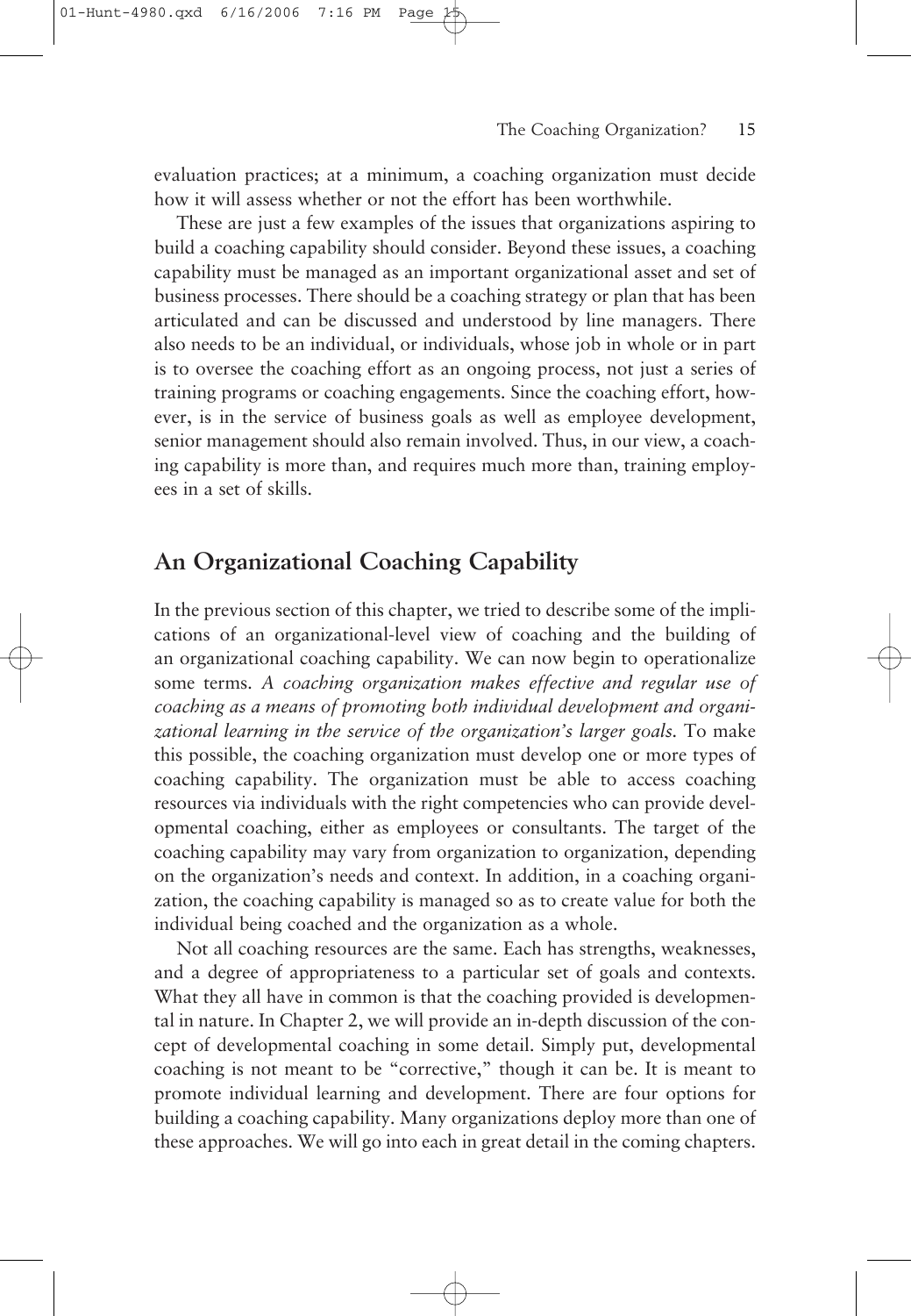evaluation practices; at a minimum, a coaching organization must decide how it will assess whether or not the effort has been worthwhile.

These are just a few examples of the issues that organizations aspiring to build a coaching capability should consider. Beyond these issues, a coaching capability must be managed as an important organizational asset and set of business processes. There should be a coaching strategy or plan that has been articulated and can be discussed and understood by line managers. There also needs to be an individual, or individuals, whose job in whole or in part is to oversee the coaching effort as an ongoing process, not just a series of training programs or coaching engagements. Since the coaching effort, however, is in the service of business goals as well as employee development, senior management should also remain involved. Thus, in our view, a coaching capability is more than, and requires much more than, training employees in a set of skills.

## An Organizational Coaching Capability

In the previous section of this chapter, we tried to describe some of the implications of an organizational-level view of coaching and the building of an organizational coaching capability. We can now begin to operationalize some terms. *A coaching organization makes effective and regular use of coaching as a means of promoting both individual development and organizational learning in the service of the organization's larger goals.* To make this possible, the coaching organization must develop one or more types of coaching capability. The organization must be able to access coaching resources via individuals with the right competencies who can provide developmental coaching, either as employees or consultants. The target of the coaching capability may vary from organization to organization, depending on the organization's needs and context. In addition, in a coaching organization, the coaching capability is managed so as to create value for both the individual being coached and the organization as a whole.

Not all coaching resources are the same. Each has strengths, weaknesses, and a degree of appropriateness to a particular set of goals and contexts. What they all have in common is that the coaching provided is developmental in nature. In Chapter 2, we will provide an in-depth discussion of the concept of developmental coaching in some detail. Simply put, developmental coaching is not meant to be "corrective," though it can be. It is meant to promote individual learning and development. There are four options for building a coaching capability. Many organizations deploy more than one of these approaches. We will go into each in great detail in the coming chapters.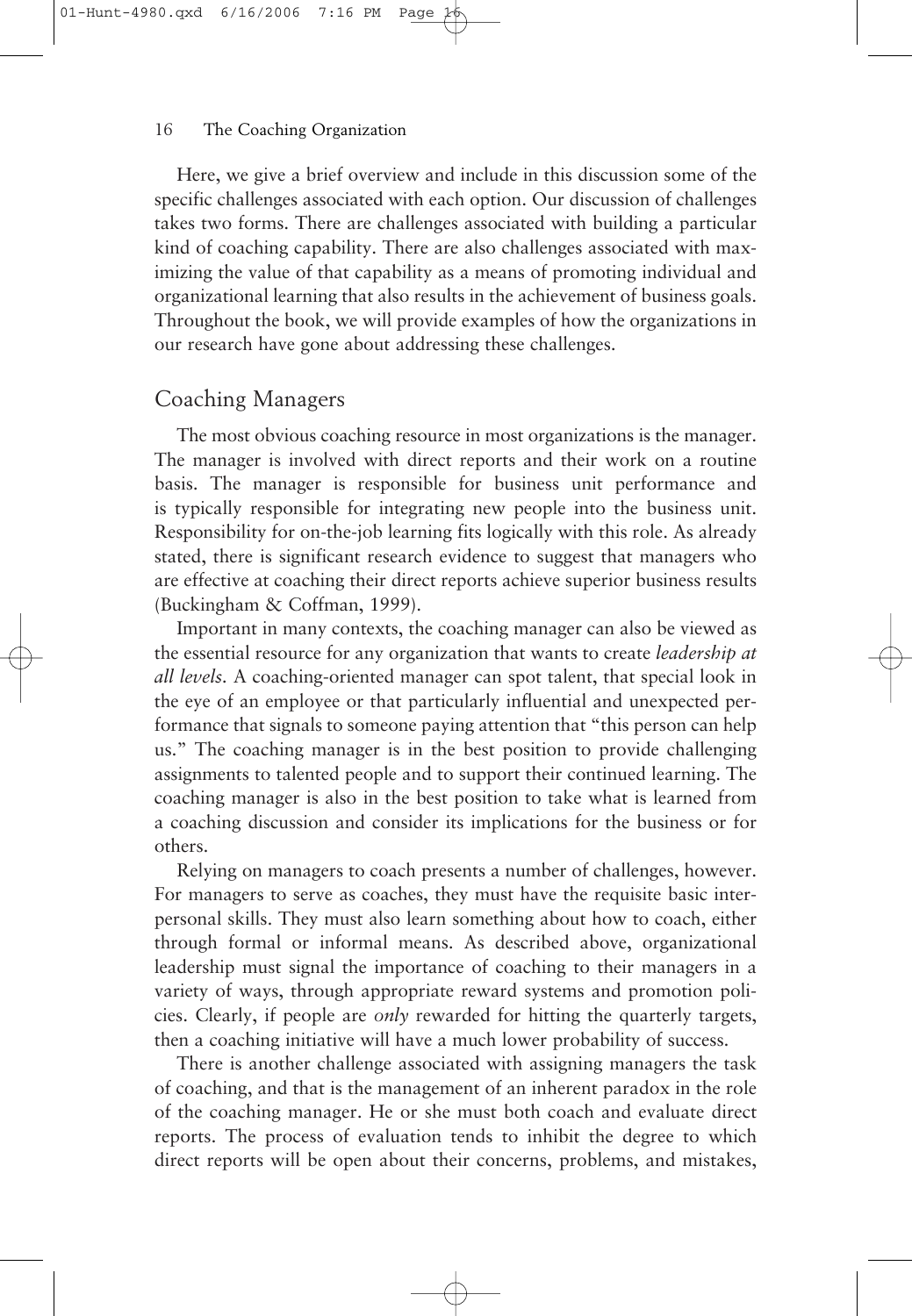Here, we give a brief overview and include in this discussion some of the specific challenges associated with each option. Our discussion of challenges takes two forms. There are challenges associated with building a particular kind of coaching capability. There are also challenges associated with maximizing the value of that capability as a means of promoting individual and organizational learning that also results in the achievement of business goals. Throughout the book, we will provide examples of how the organizations in our research have gone about addressing these challenges.

## Coaching Managers

The most obvious coaching resource in most organizations is the manager. The manager is involved with direct reports and their work on a routine basis. The manager is responsible for business unit performance and is typically responsible for integrating new people into the business unit. Responsibility for on-the-job learning fits logically with this role. As already stated, there is significant research evidence to suggest that managers who are effective at coaching their direct reports achieve superior business results (Buckingham & Coffman, 1999).

Important in many contexts, the coaching manager can also be viewed as the essential resource for any organization that wants to create *leadership at all levels*. A coaching-oriented manager can spot talent, that special look in the eye of an employee or that particularly influential and unexpected performance that signals to someone paying attention that "this person can help us." The coaching manager is in the best position to provide challenging assignments to talented people and to support their continued learning. The coaching manager is also in the best position to take what is learned from a coaching discussion and consider its implications for the business or for others.

Relying on managers to coach presents a number of challenges, however. For managers to serve as coaches, they must have the requisite basic interpersonal skills. They must also learn something about how to coach, either through formal or informal means. As described above, organizational leadership must signal the importance of coaching to their managers in a variety of ways, through appropriate reward systems and promotion policies. Clearly, if people are *only* rewarded for hitting the quarterly targets, then a coaching initiative will have a much lower probability of success.

There is another challenge associated with assigning managers the task of coaching, and that is the management of an inherent paradox in the role of the coaching manager. He or she must both coach and evaluate direct reports. The process of evaluation tends to inhibit the degree to which direct reports will be open about their concerns, problems, and mistakes,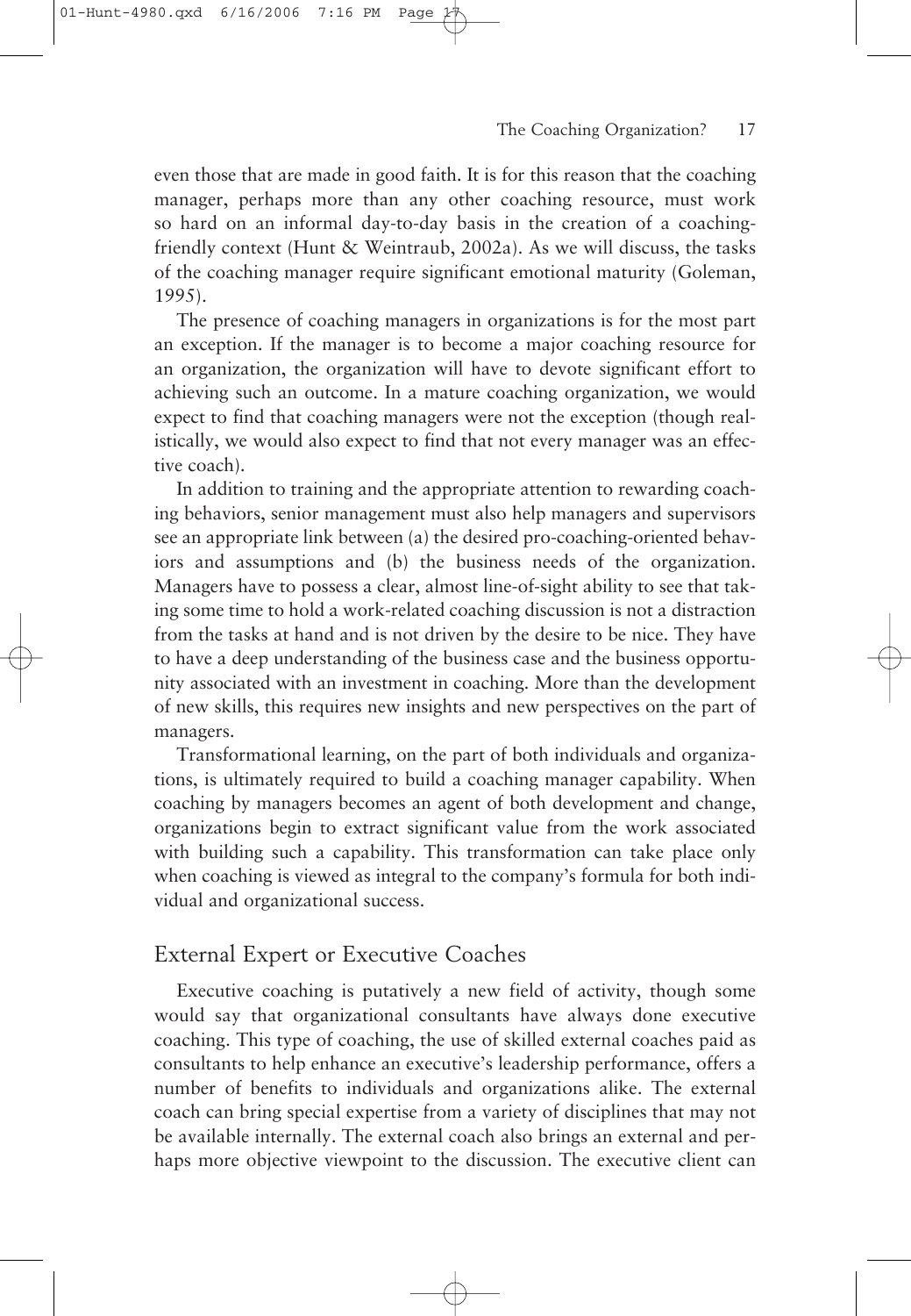even those that are made in good faith. It is for this reason that the coaching manager, perhaps more than any other coaching resource, must work so hard on an informal day-to-day basis in the creation of a coaching-friendly context (Hunt & Weintraub, 2002a). As we will discuss, the tasks of the coaching manager require significant emotional maturity (Goleman, 1995).

The presence of coaching managers in organizations is for the most part an exception. If the manager is to become a major coaching resource for an organization, the organization will have to devote significant effort to achieving such an outcome. In a mature coaching organization, we would expect to find that coaching managers were not the exception (though realistically, we would also expect to find that not every manager was an effective coach).

In addition to training and the appropriate attention to rewarding coaching behaviors, senior management must also help managers and supervisors see an appropriate link between (a) the desired pro-coaching-oriented behaviors and assumptions and (b) the business needs of the organization. Managers have to possess a clear, almost line-of-sight ability to see that taking some time to hold a work-related coaching discussion is not a distraction from the tasks at hand and is not driven by the desire to be nice. They have to have a deep understanding of the business case and the business opportunity associated with an investment in coaching. More than the development of new skills, this requires new insights and new perspectives on the part of managers.

Transformational learning, on the part of both individuals and organizations, is ultimately required to build a coaching manager capability. When coaching by managers becomes an agent of both development and change, organizations begin to extract significant value from the work associated with building such a capability. This transformation can take place only when coaching is viewed as integral to the company's formula for both individual and organizational success.

## External Expert or Executive Coaches

Executive coaching is putatively a new field of activity, though some would say that organizational consultants have always done executive coaching. This type of coaching, the use of skilled external coaches paid as consultants to help enhance an executive's leadership performance, offers a number of benefits to individuals and organizations alike. The external coach can bring special expertise from a variety of disciplines that may not be available internally. The external coach also brings an external and perhaps more objective viewpoint to the discussion. The executive client can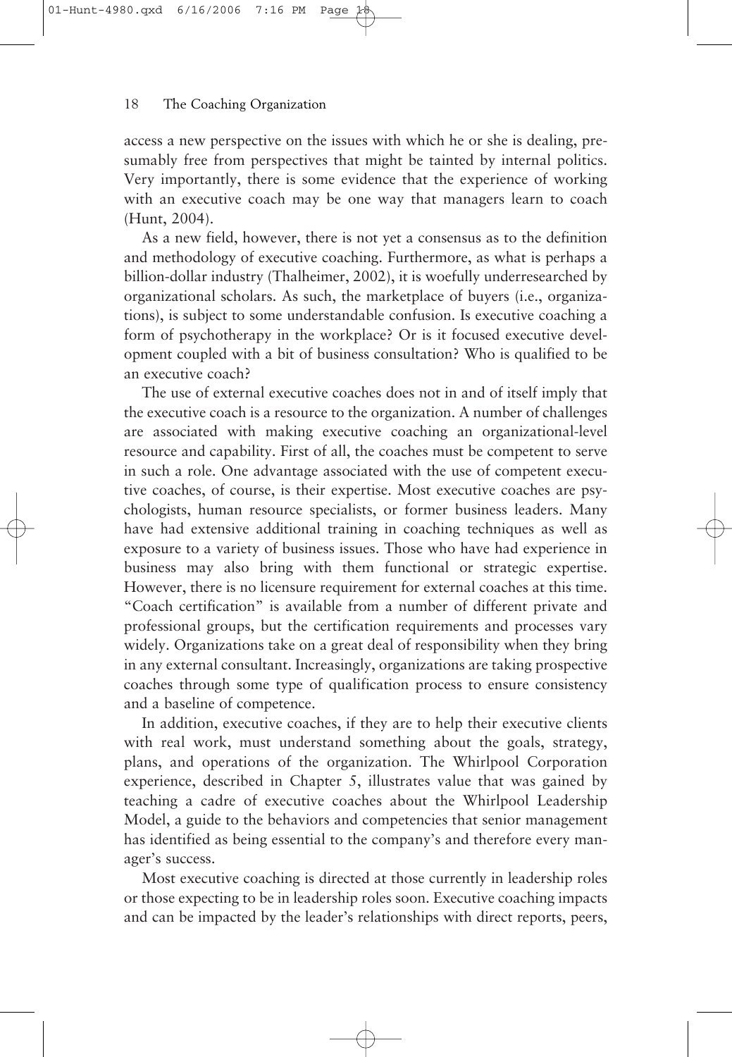access a new perspective on the issues with which he or she is dealing, presumably free from perspectives that might be tainted by internal politics. Very importantly, there is some evidence that the experience of working with an executive coach may be one way that managers learn to coach (Hunt, 2004).

As a new field, however, there is not yet a consensus as to the definition and methodology of executive coaching. Furthermore, as what is perhaps a billion-dollar industry (Thalheimer, 2002), it is woefully underresearched by organizational scholars. As such, the marketplace of buyers (i.e., organizations), is subject to some understandable confusion. Is executive coaching a form of psychotherapy in the workplace? Or is it focused executive development coupled with a bit of business consultation? Who is qualified to be an executive coach?

The use of external executive coaches does not in and of itself imply that the executive coach is a resource to the organization. A number of challenges are associated with making executive coaching an organizational-level resource and capability. First of all, the coaches must be competent to serve in such a role. One advantage associated with the use of competent executive coaches, of course, is their expertise. Most executive coaches are psychologists, human resource specialists, or former business leaders. Many have had extensive additional training in coaching techniques as well as exposure to a variety of business issues. Those who have had experience in business may also bring with them functional or strategic expertise. However, there is no licensure requirement for external coaches at this time. "Coach certification" is available from a number of different private and professional groups, but the certification requirements and processes vary widely. Organizations take on a great deal of responsibility when they bring in any external consultant. Increasingly, organizations are taking prospective coaches through some type of qualification process to ensure consistency and a baseline of competence.

In addition, executive coaches, if they are to help their executive clients with real work, must understand something about the goals, strategy, plans, and operations of the organization. The Whirlpool Corporation experience, described in Chapter 5, illustrates value that was gained by teaching a cadre of executive coaches about the Whirlpool Leadership Model, a guide to the behaviors and competencies that senior management has identified as being essential to the company's and therefore every manager's success.

Most executive coaching is directed at those currently in leadership roles or those expecting to be in leadership roles soon. Executive coaching impacts and can be impacted by the leader's relationships with direct reports, peers,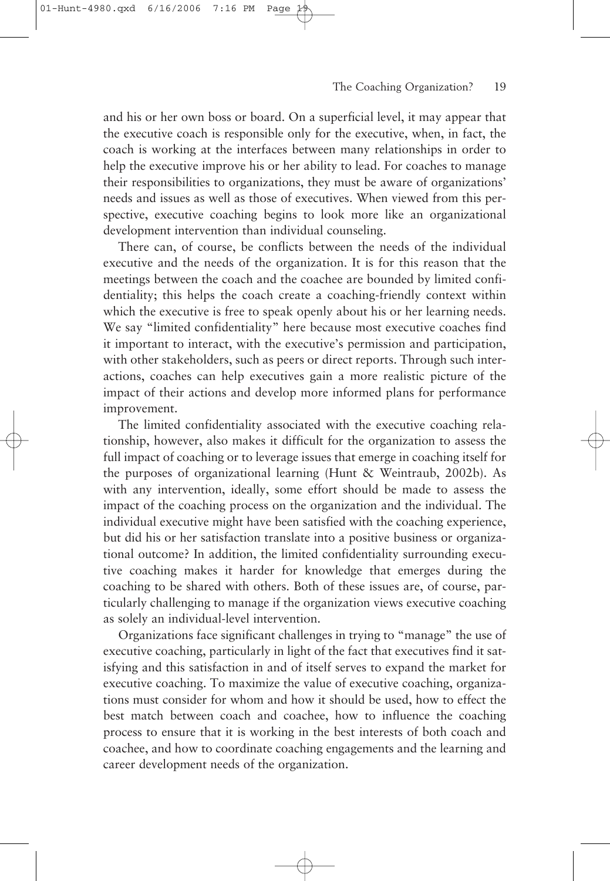and his or her own boss or board. On a superficial level, it may appear that the executive coach is responsible only for the executive, when, in fact, the coach is working at the interfaces between many relationships in order to help the executive improve his or her ability to lead. For coaches to manage their responsibilities to organizations, they must be aware of organizations' needs and issues as well as those of executives. When viewed from this perspective, executive coaching begins to look more like an organizational development intervention than individual counseling.

There can, of course, be conflicts between the needs of the individual executive and the needs of the organization. It is for this reason that the meetings between the coach and the coachee are bounded by limited confidentiality; this helps the coach create a coaching-friendly context within which the executive is free to speak openly about his or her learning needs. We say "limited confidentiality" here because most executive coaches find it important to interact, with the executive's permission and participation, with other stakeholders, such as peers or direct reports. Through such interactions, coaches can help executives gain a more realistic picture of the impact of their actions and develop more informed plans for performance improvement.

The limited confidentiality associated with the executive coaching relationship, however, also makes it difficult for the organization to assess the full impact of coaching or to leverage issues that emerge in coaching itself for the purposes of organizational learning (Hunt & Weintraub, 2002b). As with any intervention, ideally, some effort should be made to assess the impact of the coaching process on the organization and the individual. The individual executive might have been satisfied with the coaching experience, but did his or her satisfaction translate into a positive business or organizational outcome? In addition, the limited confidentiality surrounding executive coaching makes it harder for knowledge that emerges during the coaching to be shared with others. Both of these issues are, of course, particularly challenging to manage if the organization views executive coaching as solely an individual-level intervention.

Organizations face significant challenges in trying to "manage" the use of executive coaching, particularly in light of the fact that executives find it satisfying and this satisfaction in and of itself serves to expand the market for executive coaching. To maximize the value of executive coaching, organizations must consider for whom and how it should be used, how to effect the best match between coach and coachee, how to influence the coaching process to ensure that it is working in the best interests of both coach and coachee, and how to coordinate coaching engagements and the learning and career development needs of the organization.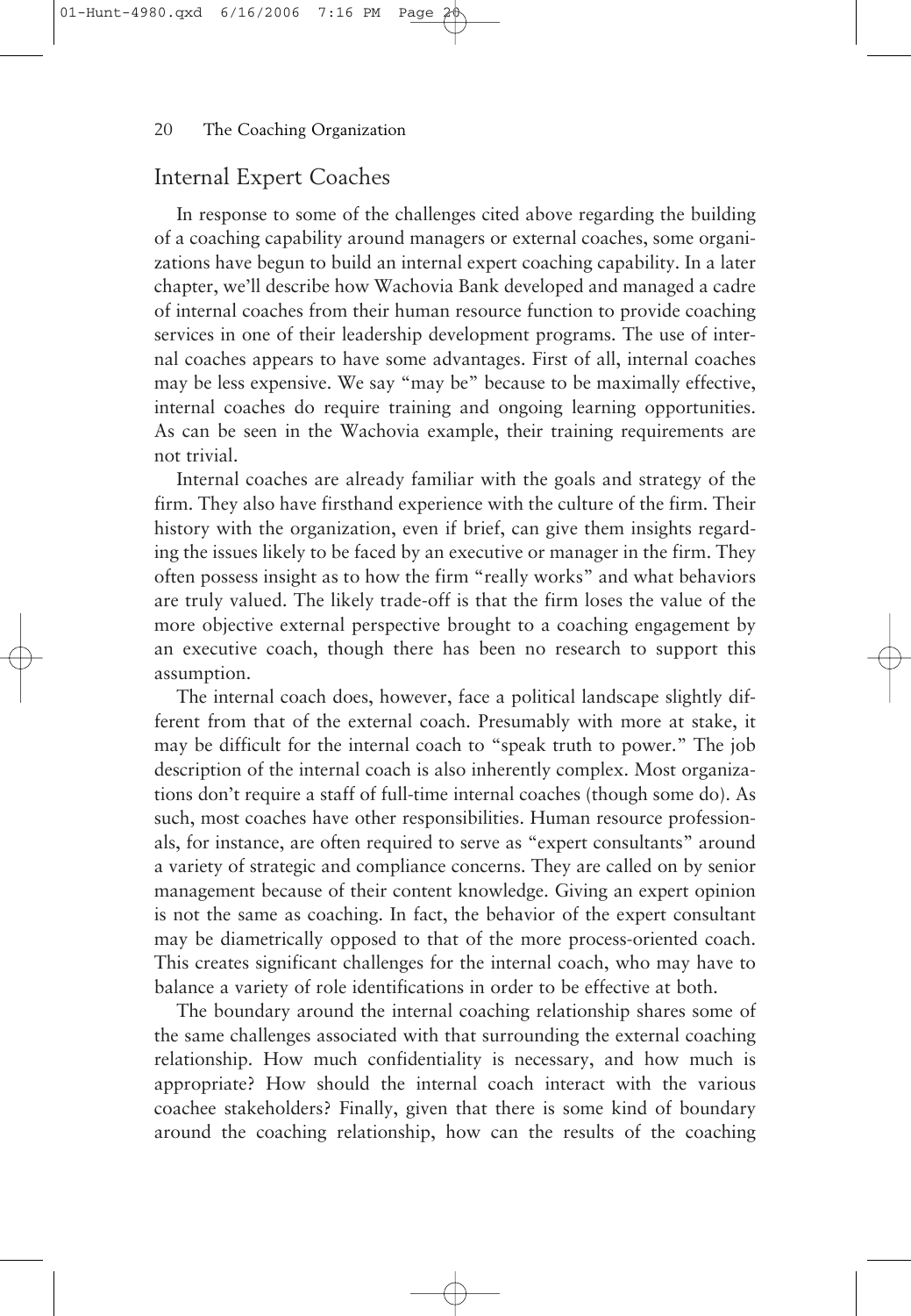## Internal Expert Coaches

In response to some of the challenges cited above regarding the building of a coaching capability around managers or external coaches, some organizations have begun to build an internal expert coaching capability. In a later chapter, we'll describe how Wachovia Bank developed and managed a cadre of internal coaches from their human resource function to provide coaching services in one of their leadership development programs. The use of internal coaches appears to have some advantages. First of all, internal coaches may be less expensive. We say "may be" because to be maximally effective, internal coaches do require training and ongoing learning opportunities. As can be seen in the Wachovia example, their training requirements are not trivial.

Internal coaches are already familiar with the goals and strategy of the firm. They also have firsthand experience with the culture of the firm. Their history with the organization, even if brief, can give them insights regarding the issues likely to be faced by an executive or manager in the firm. They often possess insight as to how the firm "really works" and what behaviors are truly valued. The likely trade-off is that the firm loses the value of the more objective external perspective brought to a coaching engagement by an executive coach, though there has been no research to support this assumption.

The internal coach does, however, face a political landscape slightly different from that of the external coach. Presumably with more at stake, it may be difficult for the internal coach to "speak truth to power." The job description of the internal coach is also inherently complex. Most organizations don't require a staff of full-time internal coaches (though some do). As such, most coaches have other responsibilities. Human resource professionals, for instance, are often required to serve as "expert consultants" around a variety of strategic and compliance concerns. They are called on by senior management because of their content knowledge. Giving an expert opinion is not the same as coaching. In fact, the behavior of the expert consultant may be diametrically opposed to that of the more process-oriented coach. This creates significant challenges for the internal coach, who may have to balance a variety of role identifications in order to be effective at both.

The boundary around the internal coaching relationship shares some of the same challenges associated with that surrounding the external coaching relationship. How much confidentiality is necessary, and how much is appropriate? How should the internal coach interact with the various coachee stakeholders? Finally, given that there is some kind of boundary around the coaching relationship, how can the results of the coaching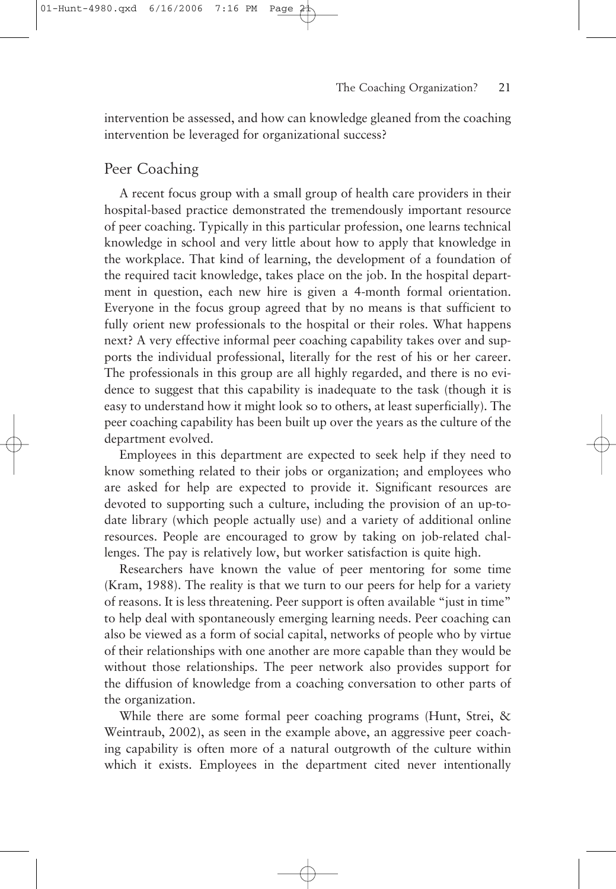intervention be assessed, and how can knowledge gleaned from the coaching intervention be leveraged for organizational success?

## Peer Coaching

A recent focus group with a small group of health care providers in their hospital-based practice demonstrated the tremendously important resource of peer coaching. Typically in this particular profession, one learns technical knowledge in school and very little about how to apply that knowledge in the workplace. That kind of learning, the development of a foundation of the required tacit knowledge, takes place on the job. In the hospital department in question, each new hire is given a 4-month formal orientation. Everyone in the focus group agreed that by no means is that sufficient to fully orient new professionals to the hospital or their roles. What happens next? A very effective informal peer coaching capability takes over and supports the individual professional, literally for the rest of his or her career. The professionals in this group are all highly regarded, and there is no evidence to suggest that this capability is inadequate to the task (though it is easy to understand how it might look so to others, at least superficially). The peer coaching capability has been built up over the years as the culture of the department evolved.

Employees in this department are expected to seek help if they need to know something related to their jobs or organization; and employees who are asked for help are expected to provide it. Significant resources are devoted to supporting such a culture, including the provision of an up-to-date library (which people actually use) and a variety of additional online resources. People are encouraged to grow by taking on job-related challenges. The pay is relatively low, but worker satisfaction is quite high.

Researchers have known the value of peer mentoring for some time (Kram, 1988). The reality is that we turn to our peers for help for a variety of reasons. It is less threatening. Peer support is often available "just in time" to help deal with spontaneously emerging learning needs. Peer coaching can also be viewed as a form of social capital, networks of people who by virtue of their relationships with one another are more capable than they would be without those relationships. The peer network also provides support for the diffusion of knowledge from a coaching conversation to other parts of the organization.

While there are some formal peer coaching programs (Hunt, Strei, & Weintraub, 2002), as seen in the example above, an aggressive peer coaching capability is often more of a natural outgrowth of the culture within which it exists. Employees in the department cited never intentionally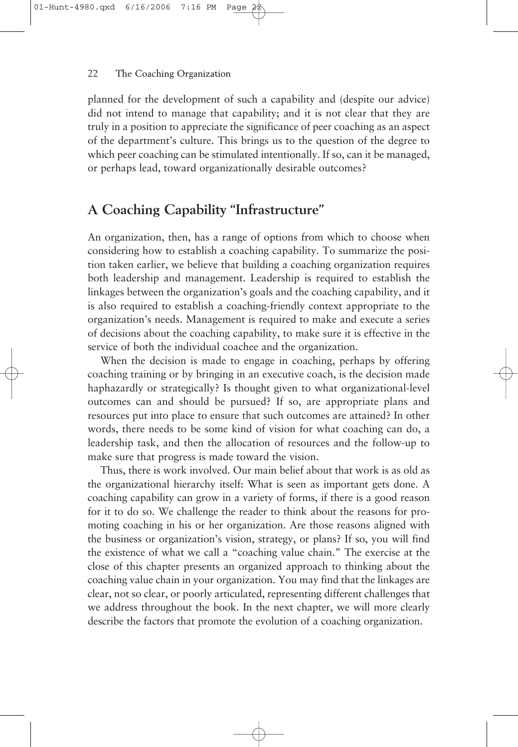planned for the development of such a capability and (despite our advice) did not intend to manage that capability; and it is not clear that they are truly in a position to appreciate the significance of peer coaching as an aspect of the department's culture. This brings us to the question of the degree to which peer coaching can be stimulated intentionally. If so, can it be managed, or perhaps lead, toward organizationally desirable outcomes?

## A Coaching Capability "Infrastructure"

An organization, then, has a range of options from which to choose when considering how to establish a coaching capability. To summarize the position taken earlier, we believe that building a coaching organization requires both leadership and management. Leadership is required to establish the linkages between the organization's goals and the coaching capability, and it is also required to establish a coaching-friendly context appropriate to the organization's needs. Management is required to make and execute a series of decisions about the coaching capability, to make sure it is effective in the service of both the individual coachee and the organization.

When the decision is made to engage in coaching, perhaps by offering coaching training or by bringing in an executive coach, is the decision made haphazardly or strategically? Is thought given to what organizational-level outcomes can and should be pursued? If so, are appropriate plans and resources put into place to ensure that such outcomes are attained? In other words, there needs to be some kind of vision for what coaching can do, a leadership task, and then the allocation of resources and the follow-up to make sure that progress is made toward the vision.

Thus, there is work involved. Our main belief about that work is as old as the organizational hierarchy itself: What is seen as important gets done. A coaching capability can grow in a variety of forms, if there is a good reason for it to do so. We challenge the reader to think about the reasons for promoting coaching in his or her organization. Are those reasons aligned with the business or organization's vision, strategy, or plans? If so, you will find the existence of what we call a "coaching value chain." The exercise at the close of this chapter presents an organized approach to thinking about the coaching value chain in your organization. You may find that the linkages are clear, not so clear, or poorly articulated, representing different challenges that we address throughout the book. In the next chapter, we will more clearly describe the factors that promote the evolution of a coaching organization.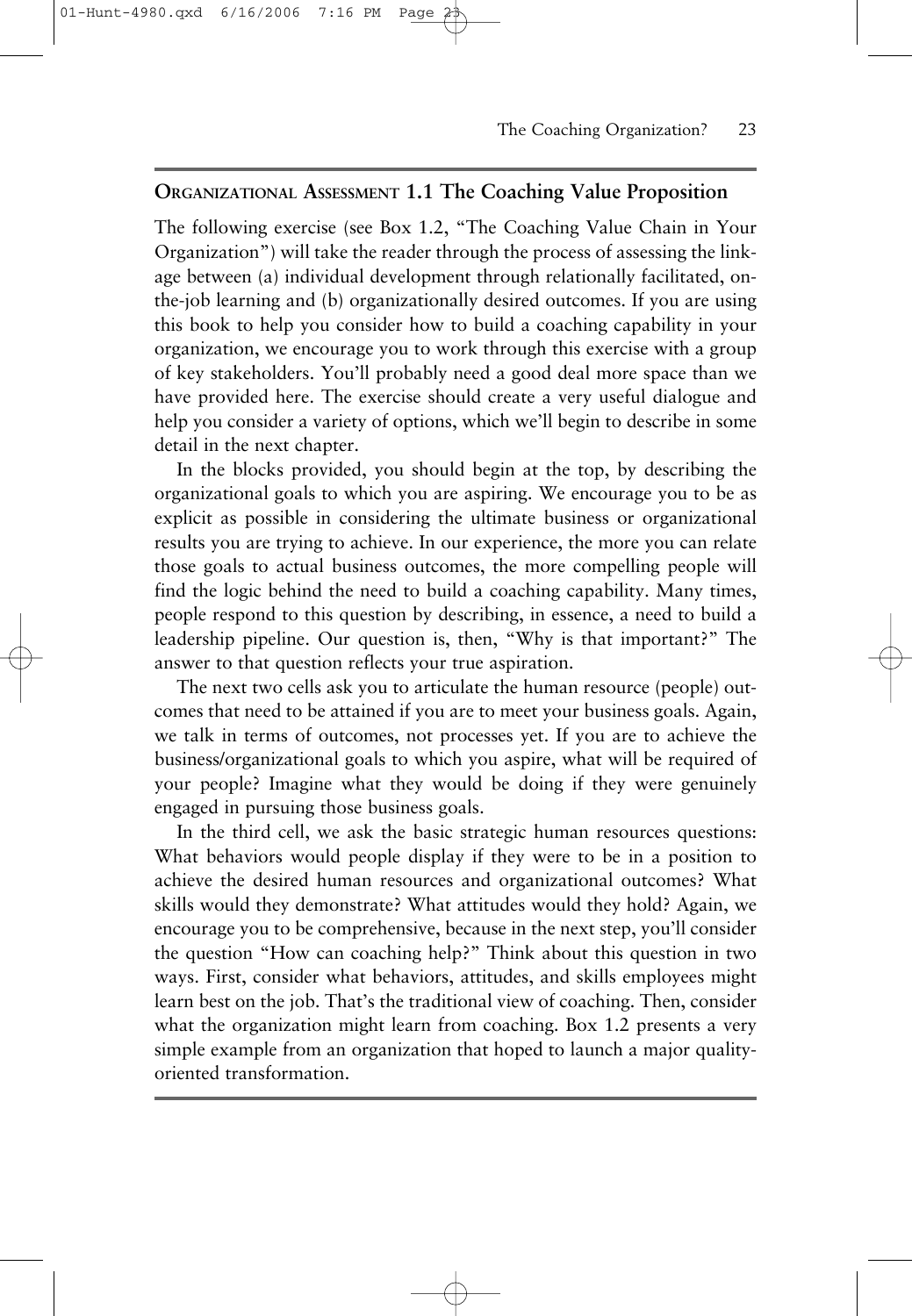## ORGANIZATIONAL ASSESSMENT 1.1 The Coaching Value Proposition

The following exercise (see Box 1.2, "The Coaching Value Chain in Your Organization") will take the reader through the process of assessing the linkage between (a) individual development through relationally facilitated, on-the-job learning and (b) organizationally desired outcomes. If you are using this book to help you consider how to build a coaching capability in your organization, we encourage you to work through this exercise with a group of key stakeholders. You'll probably need a good deal more space than we have provided here. The exercise should create a very useful dialogue and help you consider a variety of options, which we'll begin to describe in some detail in the next chapter.

In the blocks provided, you should begin at the top, by describing the organizational goals to which you are aspiring. We encourage you to be as explicit as possible in considering the ultimate business or organizational results you are trying to achieve. In our experience, the more you can relate those goals to actual business outcomes, the more compelling people will find the logic behind the need to build a coaching capability. Many times, people respond to this question by describing, in essence, a need to build a leadership pipeline. Our question is, then, "Why is that important?" The answer to that question reflects your true aspiration.

The next two cells ask you to articulate the human resource (people) outcomes that need to be attained if you are to meet your business goals. Again, we talk in terms of outcomes, not processes yet. If you are to achieve the business/organizational goals to which you aspire, what will be required of your people? Imagine what they would be doing if they were genuinely engaged in pursuing those business goals.

In the third cell, we ask the basic strategic human resources questions: What behaviors would people display if they were to be in a position to achieve the desired human resources and organizational outcomes? What skills would they demonstrate? What attitudes would they hold? Again, we encourage you to be comprehensive, because in the next step, you'll consider the question "How can coaching help?" Think about this question in two ways. First, consider what behaviors, attitudes, and skills employees might learn best on the job. That's the traditional view of coaching. Then, consider what the organization might learn from coaching. Box 1.2 presents a very simple example from an organization that hoped to launch a major quality-oriented transformation.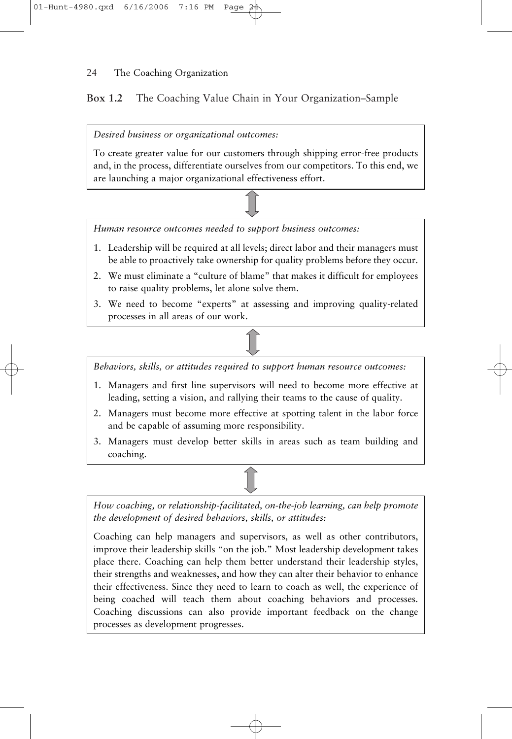**Box 1.2** The Coaching Value Chain in Your Organization–Sample

*Desired business or organizational outcomes:*

To create greater value for our customers through shipping error-free products and, in the process, differentiate ourselves from our competitors. To this end, we are launching a major organizational effectiveness effort.

⇕

*Human resource outcomes needed to support business outcomes:*

1. Leadership will be required at all levels; direct labor and their managers must be able to proactively take ownership for quality problems before they occur.
2. We must eliminate a "culture of blame" that makes it difficult for employees to raise quality problems, let alone solve them.
3. We need to become "experts" at assessing and improving quality-related processes in all areas of our work.

⇕

*Behaviors, skills, or attitudes required to support human resource outcomes:*

1. Managers and first line supervisors will need to become more effective at leading, setting a vision, and rallying their teams to the cause of quality.
2. Managers must become more effective at spotting talent in the labor force and be capable of assuming more responsibility.
3. Managers must develop better skills in areas such as team building and coaching.

⇕

*How coaching, or relationship-facilitated, on-the-job learning, can help promote the development of desired behaviors, skills, or attitudes:*

Coaching can help managers and supervisors, as well as other contributors, improve their leadership skills "on the job." Most leadership development takes place there. Coaching can help them better understand their leadership styles, their strengths and weaknesses, and how they can alter their behavior to enhance their effectiveness. Since they need to learn to coach as well, the experience of being coached will teach them about coaching behaviors and processes. Coaching discussions can also provide important feedback on the change processes as development progresses.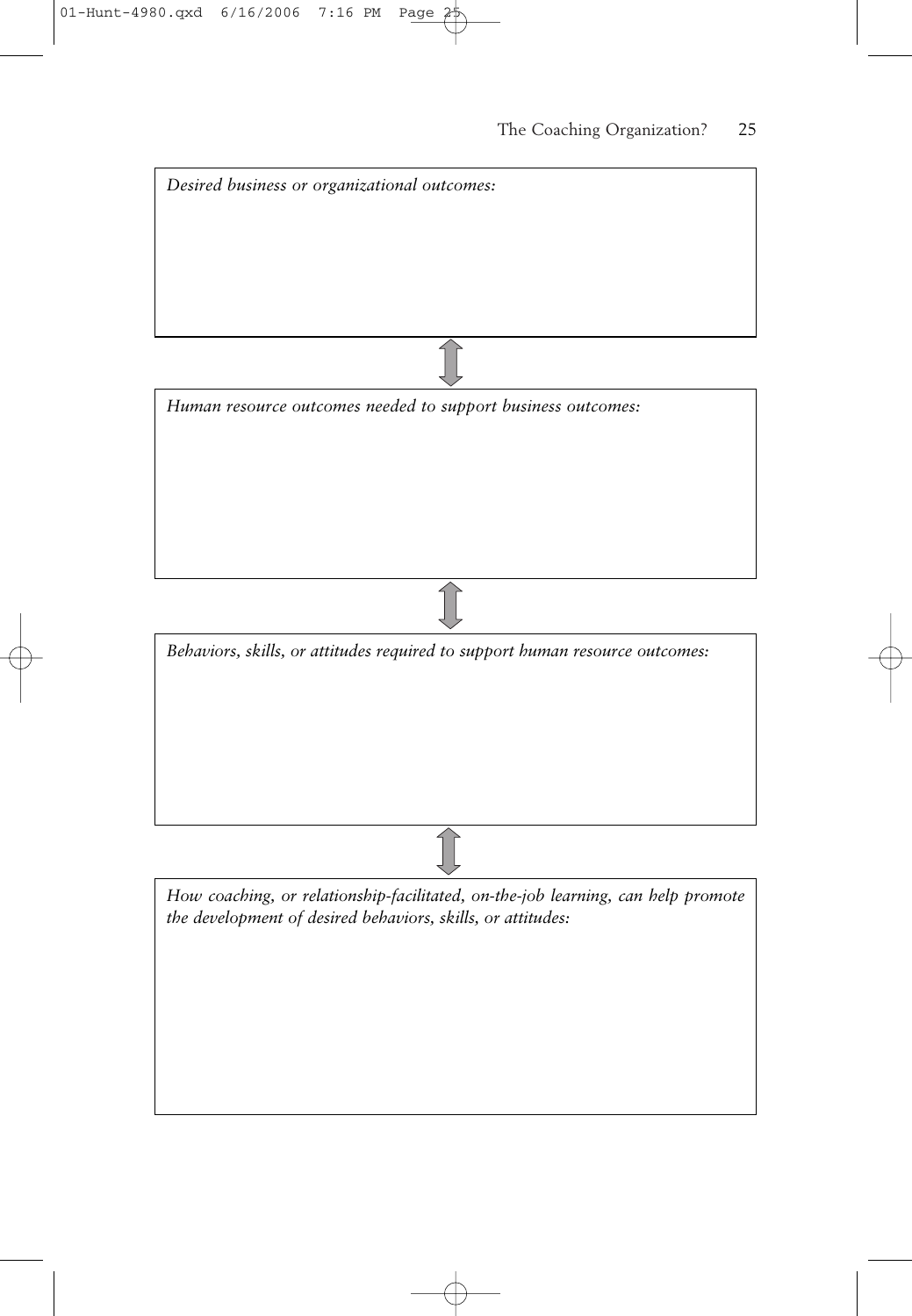*Desired business or organizational outcomes:*

↕

*Human resource outcomes needed to support business outcomes:*

↕

*Behaviors, skills, or attitudes required to support human resource outcomes:*

↕

*How coaching, or relationship-facilitated, on-the-job learning, can help promote the development of desired behaviors, skills, or attitudes:*